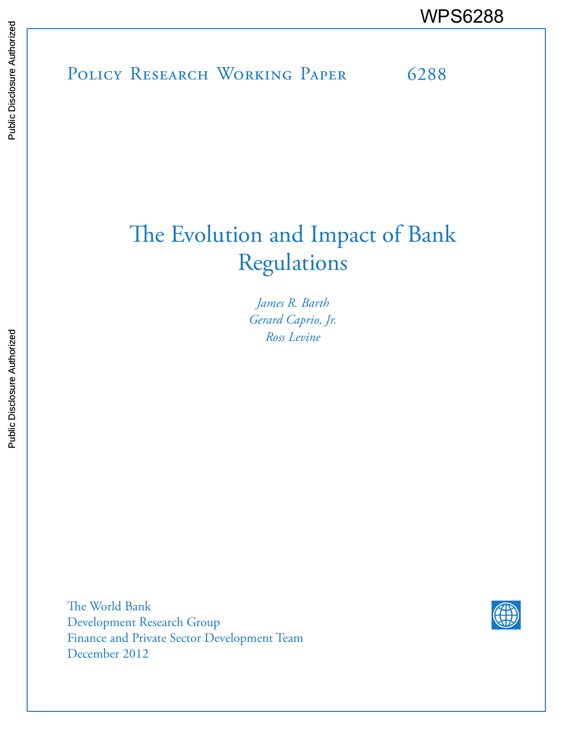WPS6288

Policy Research Working Paper 6288

# The Evolution and Impact of Bank Regulations

*James R. Barth*
*Gerard Caprio, Jr.*
*Ross Levine*

The World Bank
Development Research Group
Finance and Private Sector Development Team
December 2012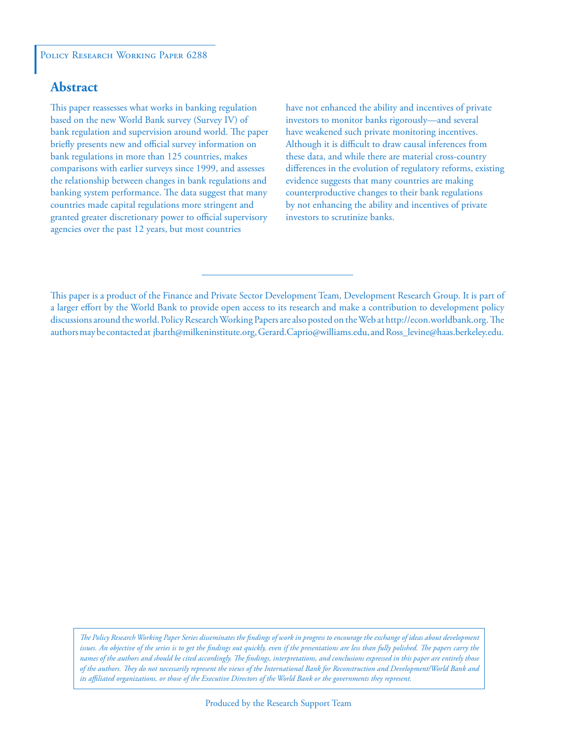Policy Research Working Paper 6288

## Abstract

This paper reassesses what works in banking regulation based on the new World Bank survey (Survey IV) of bank regulation and supervision around world. The paper briefly presents new and official survey information on bank regulations in more than 125 countries, makes comparisons with earlier surveys since 1999, and assesses the relationship between changes in bank regulations and banking system performance. The data suggest that many countries made capital regulations more stringent and granted greater discretionary power to official supervisory agencies over the past 12 years, but most countries have not enhanced the ability and incentives of private investors to monitor banks rigorously—and several have weakened such private monitoring incentives. Although it is difficult to draw causal inferences from these data, and while there are material cross-country differences in the evolution of regulatory reforms, existing evidence suggests that many countries are making counterproductive changes to their bank regulations by not enhancing the ability and incentives of private investors to scrutinize banks.

This paper is a product of the Finance and Private Sector Development Team, Development Research Group. It is part of a larger effort by the World Bank to provide open access to its research and make a contribution to development policy discussions around the world. Policy Research Working Papers are also posted on the Web at http://econ.worldbank.org. The authors may be contacted at jbarth@milkeninstitute.org, Gerard.Caprio@williams.edu, and Ross_levine@haas.berkeley.edu.

*The Policy Research Working Paper Series disseminates the findings of work in progress to encourage the exchange of ideas about development issues. An objective of the series is to get the findings out quickly, even if the presentations are less than fully polished. The papers carry the names of the authors and should be cited accordingly. The findings, interpretations, and conclusions expressed in this paper are entirely those of the authors. They do not necessarily represent the views of the International Bank for Reconstruction and Development/World Bank and its affiliated organizations, or those of the Executive Directors of the World Bank or the governments they represent.*

Produced by the Research Support Team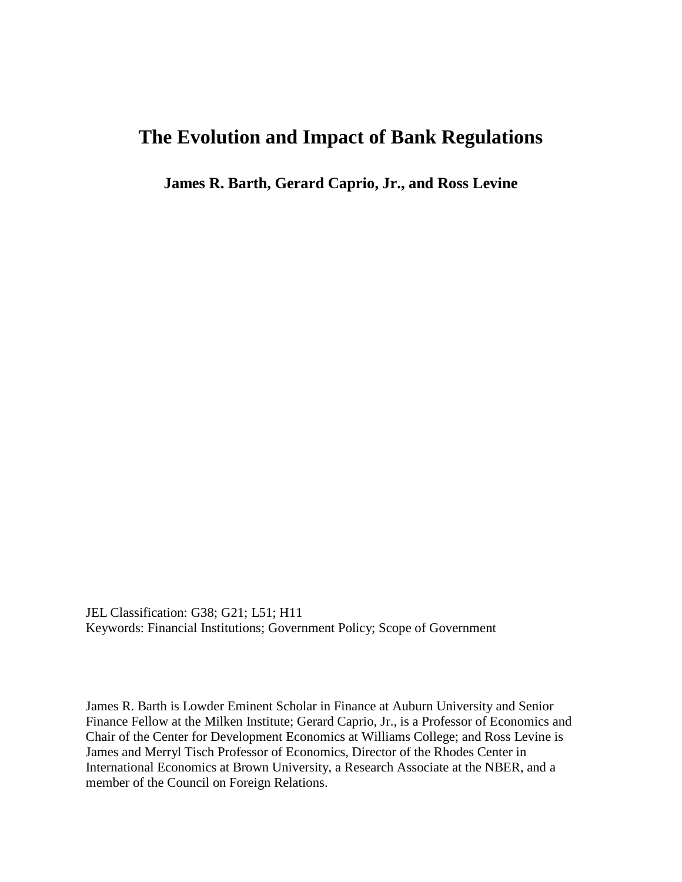# The Evolution and Impact of Bank Regulations

**James R. Barth, Gerard Caprio, Jr., and Ross Levine**

JEL Classification: G38; G21; L51; H11
Keywords: Financial Institutions; Government Policy; Scope of Government

James R. Barth is Lowder Eminent Scholar in Finance at Auburn University and Senior Finance Fellow at the Milken Institute; Gerard Caprio, Jr., is a Professor of Economics and Chair of the Center for Development Economics at Williams College; and Ross Levine is James and Merryl Tisch Professor of Economics, Director of the Rhodes Center in International Economics at Brown University, a Research Associate at the NBER, and a member of the Council on Foreign Relations.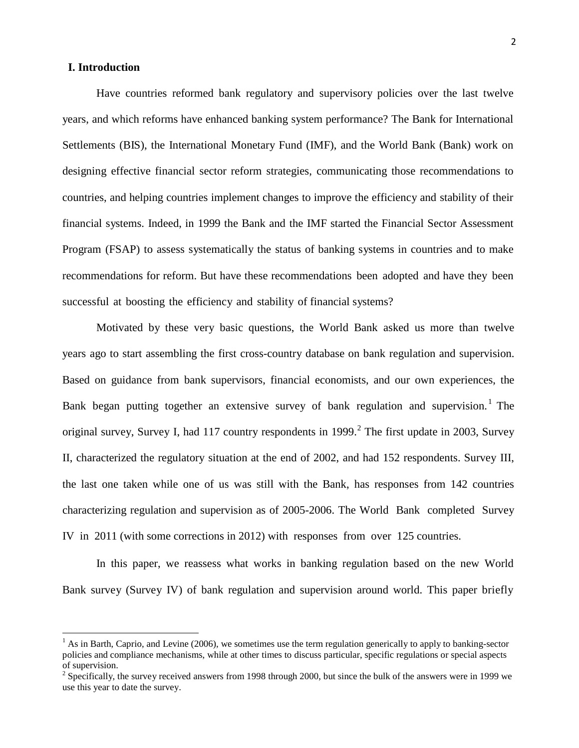## I. Introduction

Have countries reformed bank regulatory and supervisory policies over the last twelve years, and which reforms have enhanced banking system performance? The Bank for International Settlements (BIS), the International Monetary Fund (IMF), and the World Bank (Bank) work on designing effective financial sector reform strategies, communicating those recommendations to countries, and helping countries implement changes to improve the efficiency and stability of their financial systems. Indeed, in 1999 the Bank and the IMF started the Financial Sector Assessment Program (FSAP) to assess systematically the status of banking systems in countries and to make recommendations for reform. But have these recommendations been adopted and have they been successful at boosting the efficiency and stability of financial systems?

Motivated by these very basic questions, the World Bank asked us more than twelve years ago to start assembling the first cross-country database on bank regulation and supervision. Based on guidance from bank supervisors, financial economists, and our own experiences, the Bank began putting together an extensive survey of bank regulation and supervision.[1] The original survey, Survey I, had 117 country respondents in 1999.[2] The first update in 2003, Survey II, characterized the regulatory situation at the end of 2002, and had 152 respondents. Survey III, the last one taken while one of us was still with the Bank, has responses from 142 countries characterizing regulation and supervision as of 2005-2006. The World Bank completed Survey IV in 2011 (with some corrections in 2012) with responses from over 125 countries.

In this paper, we reassess what works in banking regulation based on the new World Bank survey (Survey IV) of bank regulation and supervision around world. This paper briefly

---

[1] As in Barth, Caprio, and Levine (2006), we sometimes use the term regulation generically to apply to banking-sector policies and compliance mechanisms, while at other times to discuss particular, specific regulations or special aspects of supervision.

[2] Specifically, the survey received answers from 1998 through 2000, but since the bulk of the answers were in 1999 we use this year to date the survey.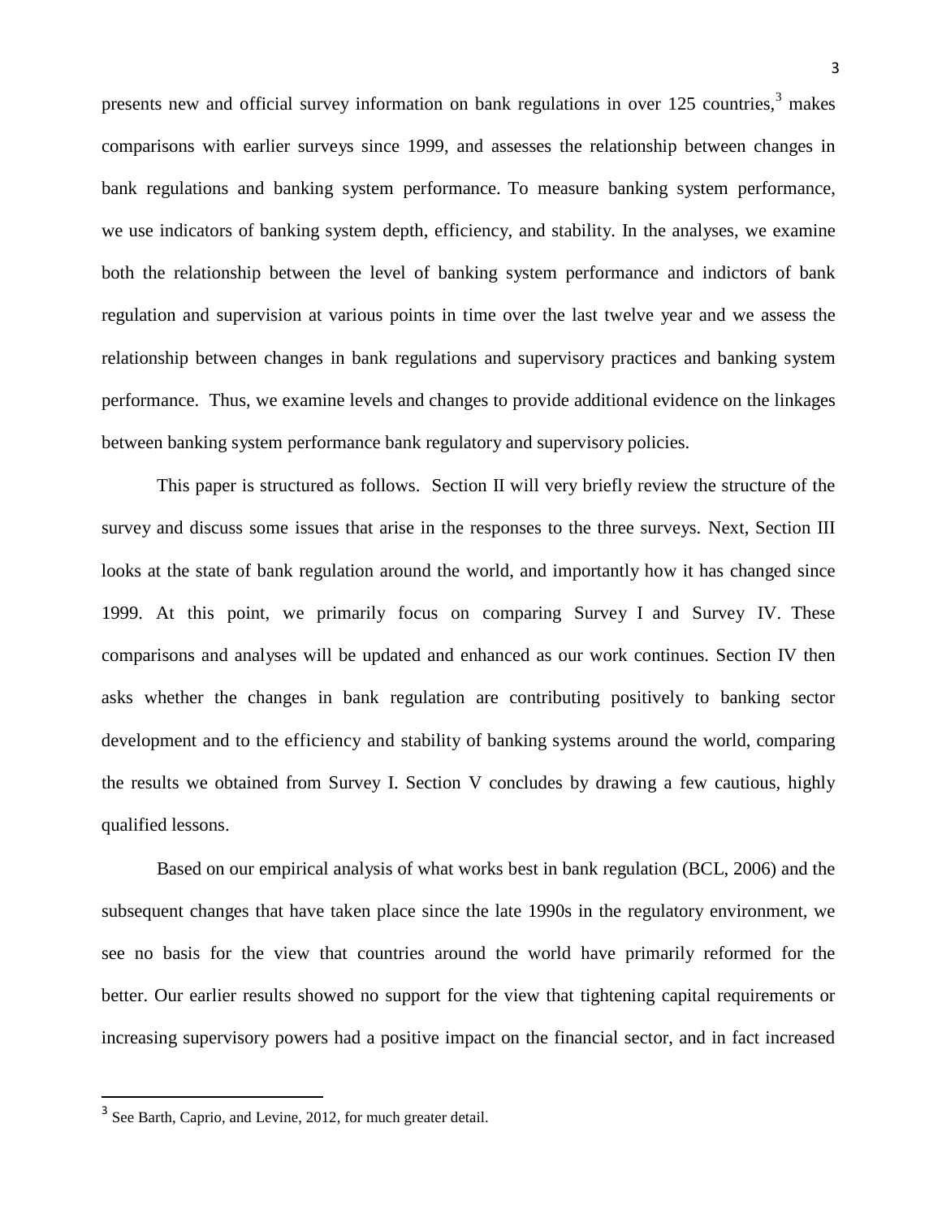presents new and official survey information on bank regulations in over 125 countries,[3] makes comparisons with earlier surveys since 1999, and assesses the relationship between changes in bank regulations and banking system performance. To measure banking system performance, we use indicators of banking system depth, efficiency, and stability. In the analyses, we examine both the relationship between the level of banking system performance and indictors of bank regulation and supervision at various points in time over the last twelve year and we assess the relationship between changes in bank regulations and supervisory practices and banking system performance. Thus, we examine levels and changes to provide additional evidence on the linkages between banking system performance bank regulatory and supervisory policies.

This paper is structured as follows. Section II will very briefly review the structure of the survey and discuss some issues that arise in the responses to the three surveys. Next, Section III looks at the state of bank regulation around the world, and importantly how it has changed since 1999. At this point, we primarily focus on comparing Survey I and Survey IV. These comparisons and analyses will be updated and enhanced as our work continues. Section IV then asks whether the changes in bank regulation are contributing positively to banking sector development and to the efficiency and stability of banking systems around the world, comparing the results we obtained from Survey I. Section V concludes by drawing a few cautious, highly qualified lessons.

Based on our empirical analysis of what works best in bank regulation (BCL, 2006) and the subsequent changes that have taken place since the late 1990s in the regulatory environment, we see no basis for the view that countries around the world have primarily reformed for the better. Our earlier results showed no support for the view that tightening capital requirements or increasing supervisory powers had a positive impact on the financial sector, and in fact increased

[3] See Barth, Caprio, and Levine, 2012, for much greater detail.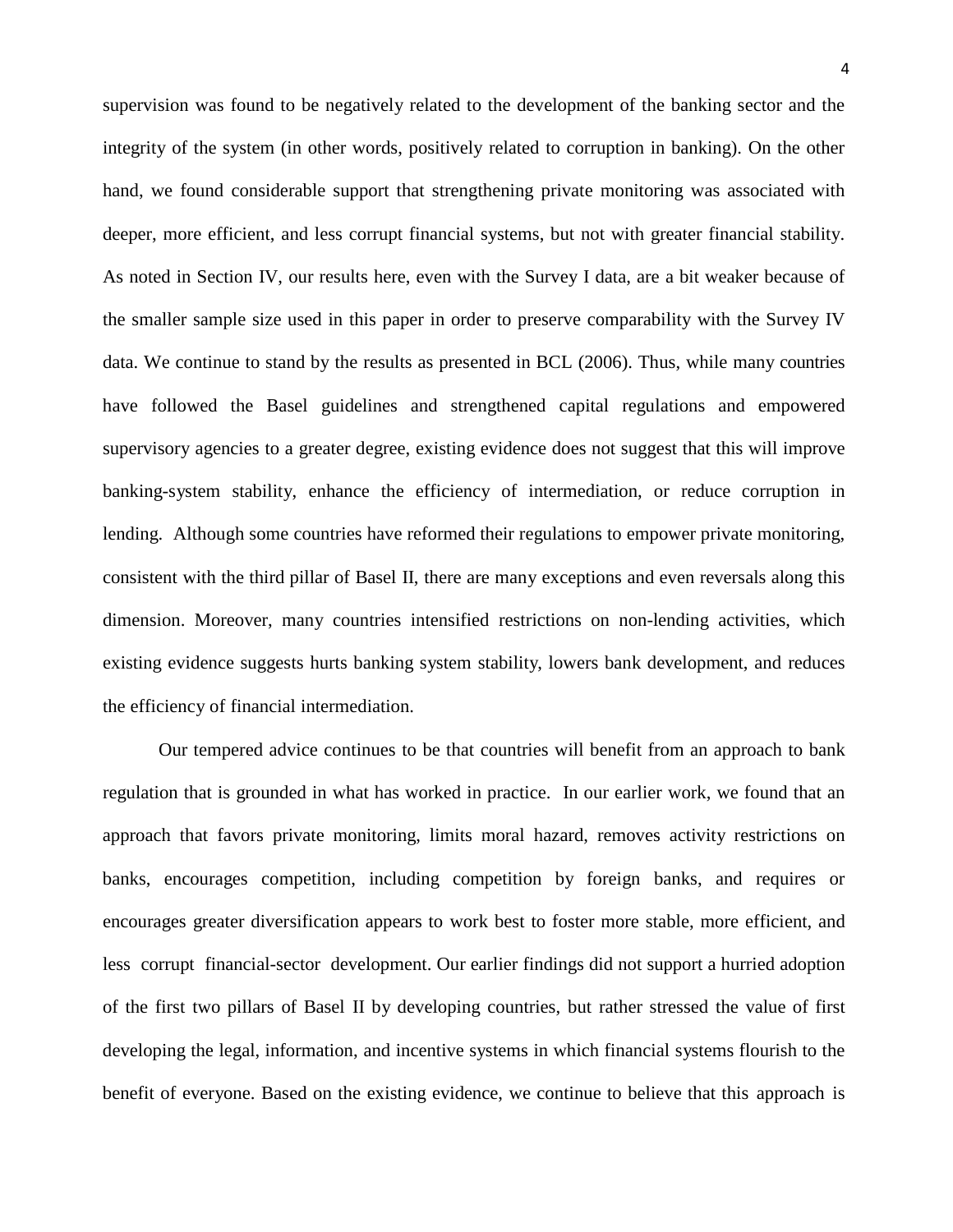supervision was found to be negatively related to the development of the banking sector and the integrity of the system (in other words, positively related to corruption in banking). On the other hand, we found considerable support that strengthening private monitoring was associated with deeper, more efficient, and less corrupt financial systems, but not with greater financial stability. As noted in Section IV, our results here, even with the Survey I data, are a bit weaker because of the smaller sample size used in this paper in order to preserve comparability with the Survey IV data. We continue to stand by the results as presented in BCL (2006). Thus, while many countries have followed the Basel guidelines and strengthened capital regulations and empowered supervisory agencies to a greater degree, existing evidence does not suggest that this will improve banking-system stability, enhance the efficiency of intermediation, or reduce corruption in lending. Although some countries have reformed their regulations to empower private monitoring, consistent with the third pillar of Basel II, there are many exceptions and even reversals along this dimension. Moreover, many countries intensified restrictions on non-lending activities, which existing evidence suggests hurts banking system stability, lowers bank development, and reduces the efficiency of financial intermediation.

Our tempered advice continues to be that countries will benefit from an approach to bank regulation that is grounded in what has worked in practice. In our earlier work, we found that an approach that favors private monitoring, limits moral hazard, removes activity restrictions on banks, encourages competition, including competition by foreign banks, and requires or encourages greater diversification appears to work best to foster more stable, more efficient, and less corrupt financial-sector development. Our earlier findings did not support a hurried adoption of the first two pillars of Basel II by developing countries, but rather stressed the value of first developing the legal, information, and incentive systems in which financial systems flourish to the benefit of everyone. Based on the existing evidence, we continue to believe that this approach is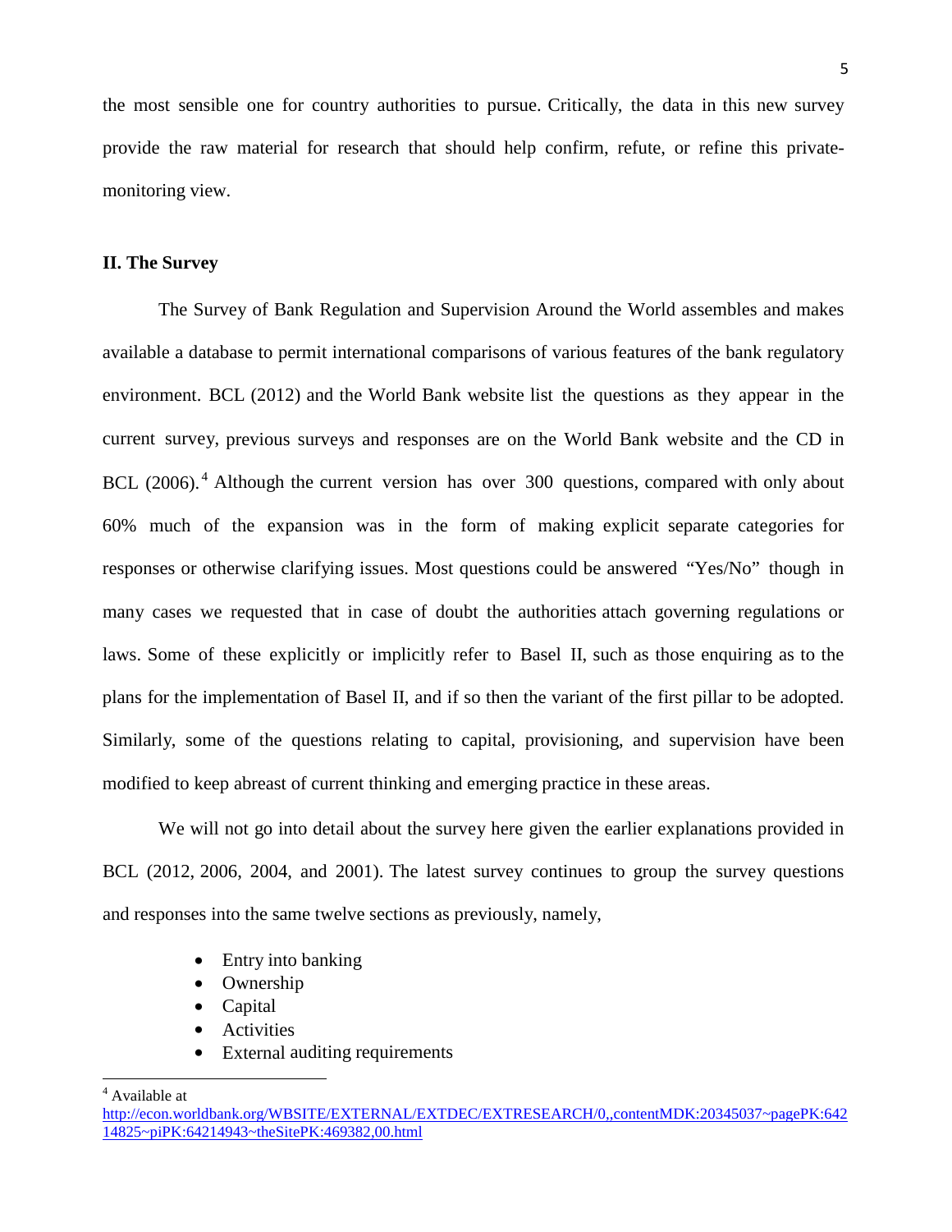the most sensible one for country authorities to pursue. Critically, the data in this new survey provide the raw material for research that should help confirm, refute, or refine this private-monitoring view.

## II. The Survey

The Survey of Bank Regulation and Supervision Around the World assembles and makes available a database to permit international comparisons of various features of the bank regulatory environment. BCL (2012) and the World Bank website list the questions as they appear in the current survey, previous surveys and responses are on the World Bank website and the CD in BCL (2006).[4] Although the current version has over 300 questions, compared with only about 60% much of the expansion was in the form of making explicit separate categories for responses or otherwise clarifying issues. Most questions could be answered "Yes/No" though in many cases we requested that in case of doubt the authorities attach governing regulations or laws. Some of these explicitly or implicitly refer to Basel II, such as those enquiring as to the plans for the implementation of Basel II, and if so then the variant of the first pillar to be adopted. Similarly, some of the questions relating to capital, provisioning, and supervision have been modified to keep abreast of current thinking and emerging practice in these areas.

We will not go into detail about the survey here given the earlier explanations provided in BCL (2012, 2006, 2004, and 2001). The latest survey continues to group the survey questions and responses into the same twelve sections as previously, namely,

- Entry into banking
- Ownership
- Capital
- Activities
- External auditing requirements

[4] Available at http://econ.worldbank.org/WBSITE/EXTERNAL/EXTDEC/EXTRESEARCH/0,,contentMDK:20345037~pagePK:64214825~piPK:64214943~theSitePK:469382,00.html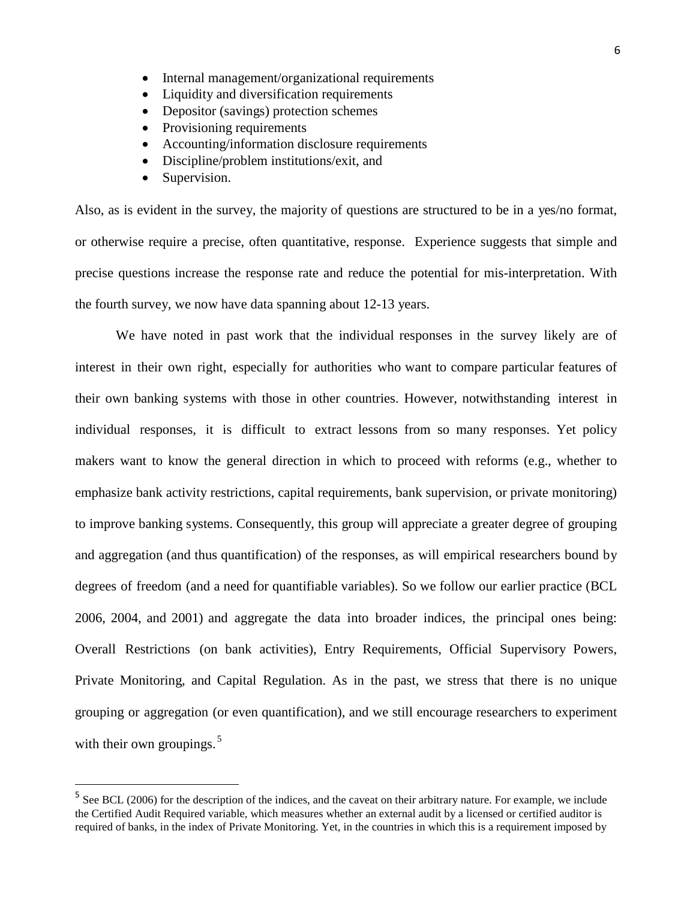- Internal management/organizational requirements
- Liquidity and diversification requirements
- Depositor (savings) protection schemes
- Provisioning requirements
- Accounting/information disclosure requirements
- Discipline/problem institutions/exit, and
- Supervision.

Also, as is evident in the survey, the majority of questions are structured to be in a yes/no format, or otherwise require a precise, often quantitative, response. Experience suggests that simple and precise questions increase the response rate and reduce the potential for mis-interpretation. With the fourth survey, we now have data spanning about 12-13 years.

We have noted in past work that the individual responses in the survey likely are of interest in their own right, especially for authorities who want to compare particular features of their own banking systems with those in other countries. However, notwithstanding interest in individual responses, it is difficult to extract lessons from so many responses. Yet policy makers want to know the general direction in which to proceed with reforms (e.g., whether to emphasize bank activity restrictions, capital requirements, bank supervision, or private monitoring) to improve banking systems. Consequently, this group will appreciate a greater degree of grouping and aggregation (and thus quantification) of the responses, as will empirical researchers bound by degrees of freedom (and a need for quantifiable variables). So we follow our earlier practice (BCL 2006, 2004, and 2001) and aggregate the data into broader indices, the principal ones being: Overall Restrictions (on bank activities), Entry Requirements, Official Supervisory Powers, Private Monitoring, and Capital Regulation. As in the past, we stress that there is no unique grouping or aggregation (or even quantification), and we still encourage researchers to experiment with their own groupings.[5]

---

[5] See BCL (2006) for the description of the indices, and the caveat on their arbitrary nature. For example, we include the Certified Audit Required variable, which measures whether an external audit by a licensed or certified auditor is required of banks, in the index of Private Monitoring. Yet, in the countries in which this is a requirement imposed by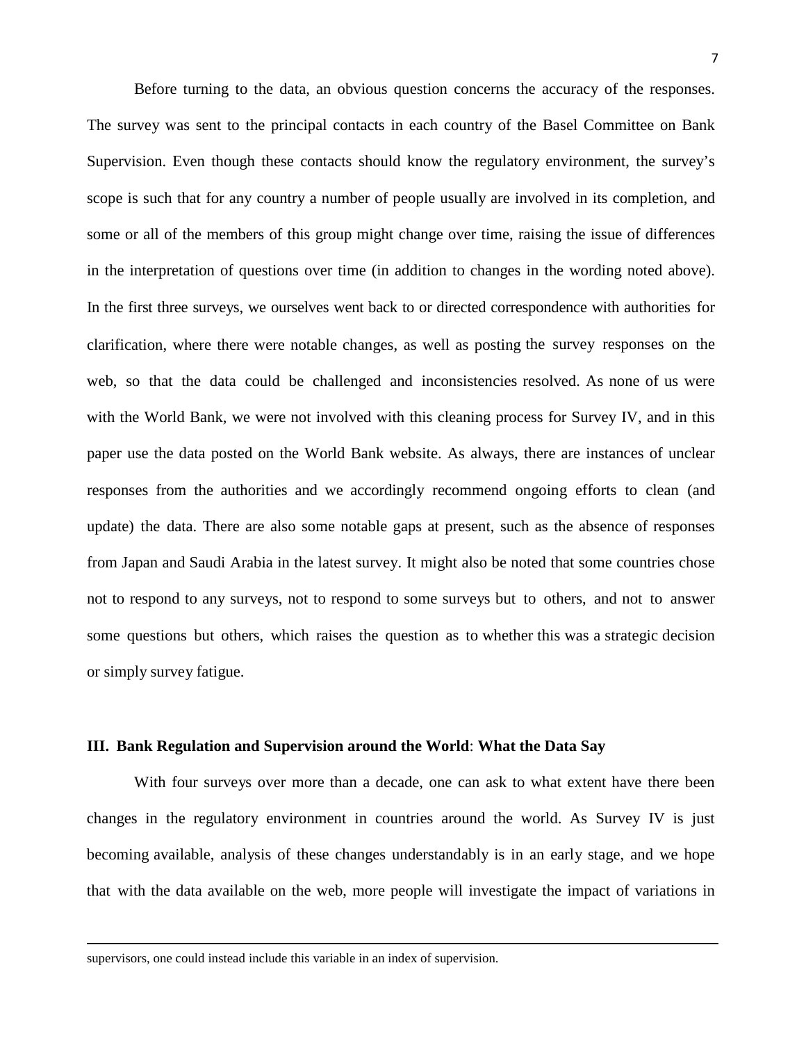Before turning to the data, an obvious question concerns the accuracy of the responses. The survey was sent to the principal contacts in each country of the Basel Committee on Bank Supervision. Even though these contacts should know the regulatory environment, the survey's scope is such that for any country a number of people usually are involved in its completion, and some or all of the members of this group might change over time, raising the issue of differences in the interpretation of questions over time (in addition to changes in the wording noted above). In the first three surveys, we ourselves went back to or directed correspondence with authorities for clarification, where there were notable changes, as well as posting the survey responses on the web, so that the data could be challenged and inconsistencies resolved. As none of us were with the World Bank, we were not involved with this cleaning process for Survey IV, and in this paper use the data posted on the World Bank website. As always, there are instances of unclear responses from the authorities and we accordingly recommend ongoing efforts to clean (and update) the data. There are also some notable gaps at present, such as the absence of responses from Japan and Saudi Arabia in the latest survey. It might also be noted that some countries chose not to respond to any surveys, not to respond to some surveys but to others, and not to answer some questions but others, which raises the question as to whether this was a strategic decision or simply survey fatigue.

## III. Bank Regulation and Supervision around the World: What the Data Say

With four surveys over more than a decade, one can ask to what extent have there been changes in the regulatory environment in countries around the world. As Survey IV is just becoming available, analysis of these changes understandably is in an early stage, and we hope that with the data available on the web, more people will investigate the impact of variations in

---

supervisors, one could instead include this variable in an index of supervision.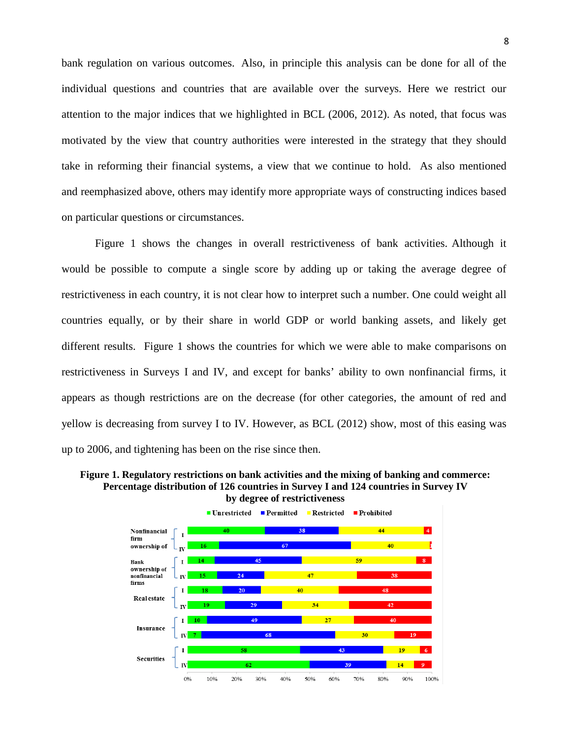bank regulation on various outcomes. Also, in principle this analysis can be done for all of the individual questions and countries that are available over the surveys. Here we restrict our attention to the major indices that we highlighted in BCL (2006, 2012). As noted, that focus was motivated by the view that country authorities were interested in the strategy that they should take in reforming their financial systems, a view that we continue to hold. As also mentioned and reemphasized above, others may identify more appropriate ways of constructing indices based on particular questions or circumstances.

Figure 1 shows the changes in overall restrictiveness of bank activities. Although it would be possible to compute a single score by adding up or taking the average degree of restrictiveness in each country, it is not clear how to interpret such a number. One could weight all countries equally, or by their share in world GDP or world banking assets, and likely get different results. Figure 1 shows the countries for which we were able to make comparisons on restrictiveness in Surveys I and IV, and except for banks' ability to own nonfinancial firms, it appears as though restrictions are on the decrease (for other categories, the amount of red and yellow is decreasing from survey I to IV. However, as BCL (2012) show, most of this easing was up to 2006, and tightening has been on the rise since then.

**Figure 1. Regulatory restrictions on bank activities and the mixing of banking and commerce: Percentage distribution of 126 countries in Survey I and 124 countries in Survey IV by degree of restrictiveness**

| Category | Survey | Unrestricted | Permitted | Restricted | Prohibited |
|---|---|---|---|---|---|
| Nonfinancial firm ownership of | I | 40 | 38 | 44 | 4 |
| | IV | 16 | 67 | 40 | 1 |
| Bank ownership of nonfinancial firms | I | 14 | 45 | 59 | 8 |
| | IV | 15 | 24 | 47 | 38 |
| Real estate | I | 18 | 20 | 40 | 48 |
| | IV | 19 | 29 | 34 | 42 |
| Insurance | I | 10 | 49 | 27 | 40 |
| | IV | 7 | 68 | 30 | 19 |
| Securities | I | 58 | 43 | 19 | 6 |
| | IV | 62 | 39 | 14 | 9 |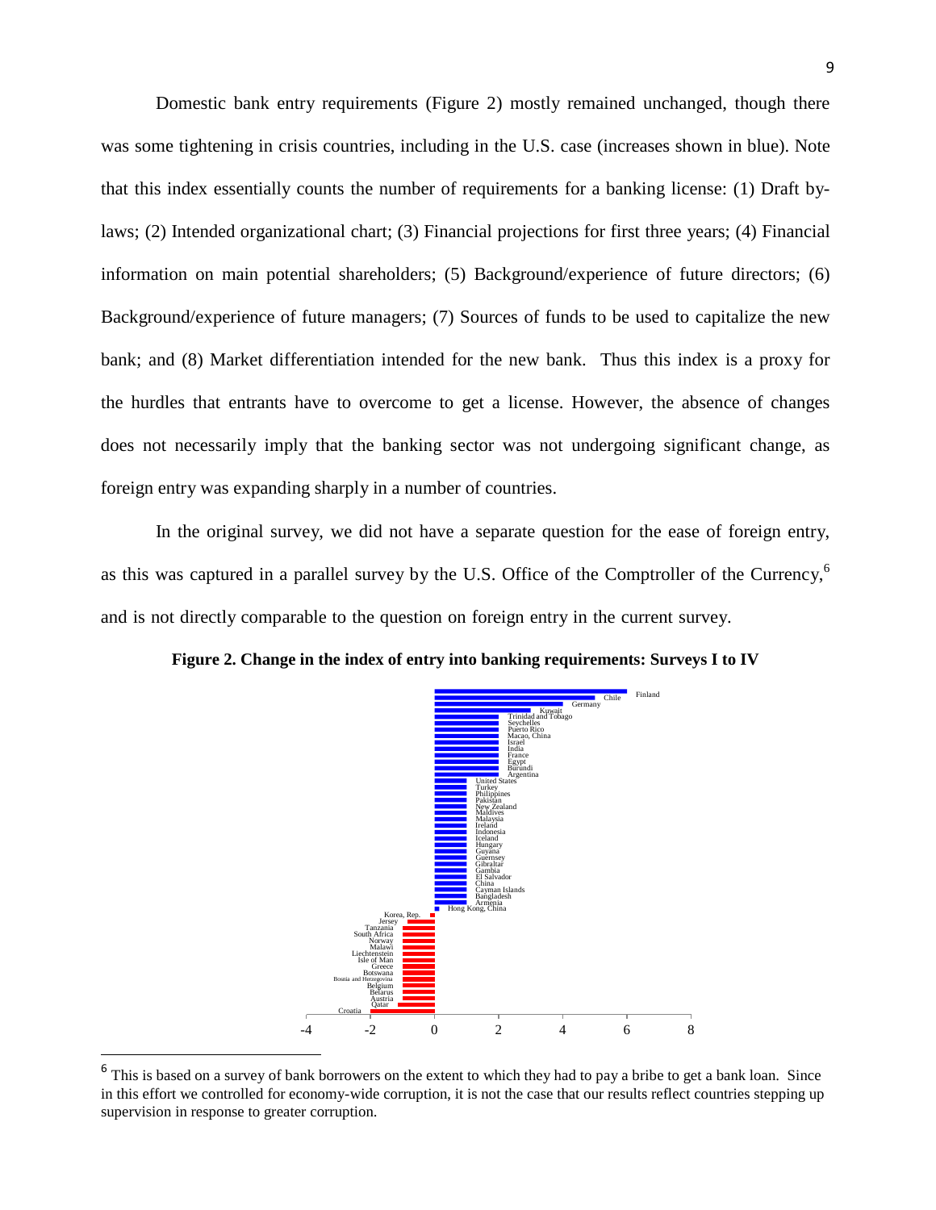Domestic bank entry requirements (Figure 2) mostly remained unchanged, though there was some tightening in crisis countries, including in the U.S. case (increases shown in blue). Note that this index essentially counts the number of requirements for a banking license: (1) Draft by-laws; (2) Intended organizational chart; (3) Financial projections for first three years; (4) Financial information on main potential shareholders; (5) Background/experience of future directors; (6) Background/experience of future managers; (7) Sources of funds to be used to capitalize the new bank; and (8) Market differentiation intended for the new bank. Thus this index is a proxy for the hurdles that entrants have to overcome to get a license. However, the absence of changes does not necessarily imply that the banking sector was not undergoing significant change, as foreign entry was expanding sharply in a number of countries.

In the original survey, we did not have a separate question for the ease of foreign entry, as this was captured in a parallel survey by the U.S. Office of the Comptroller of the Currency,[6] and is not directly comparable to the question on foreign entry in the current survey.

**Figure 2. Change in the index of entry into banking requirements: Surveys I to IV**

[6] This is based on a survey of bank borrowers on the extent to which they had to pay a bribe to get a bank loan. Since in this effort we controlled for economy-wide corruption, it is not the case that our results reflect countries stepping up supervision in response to greater corruption.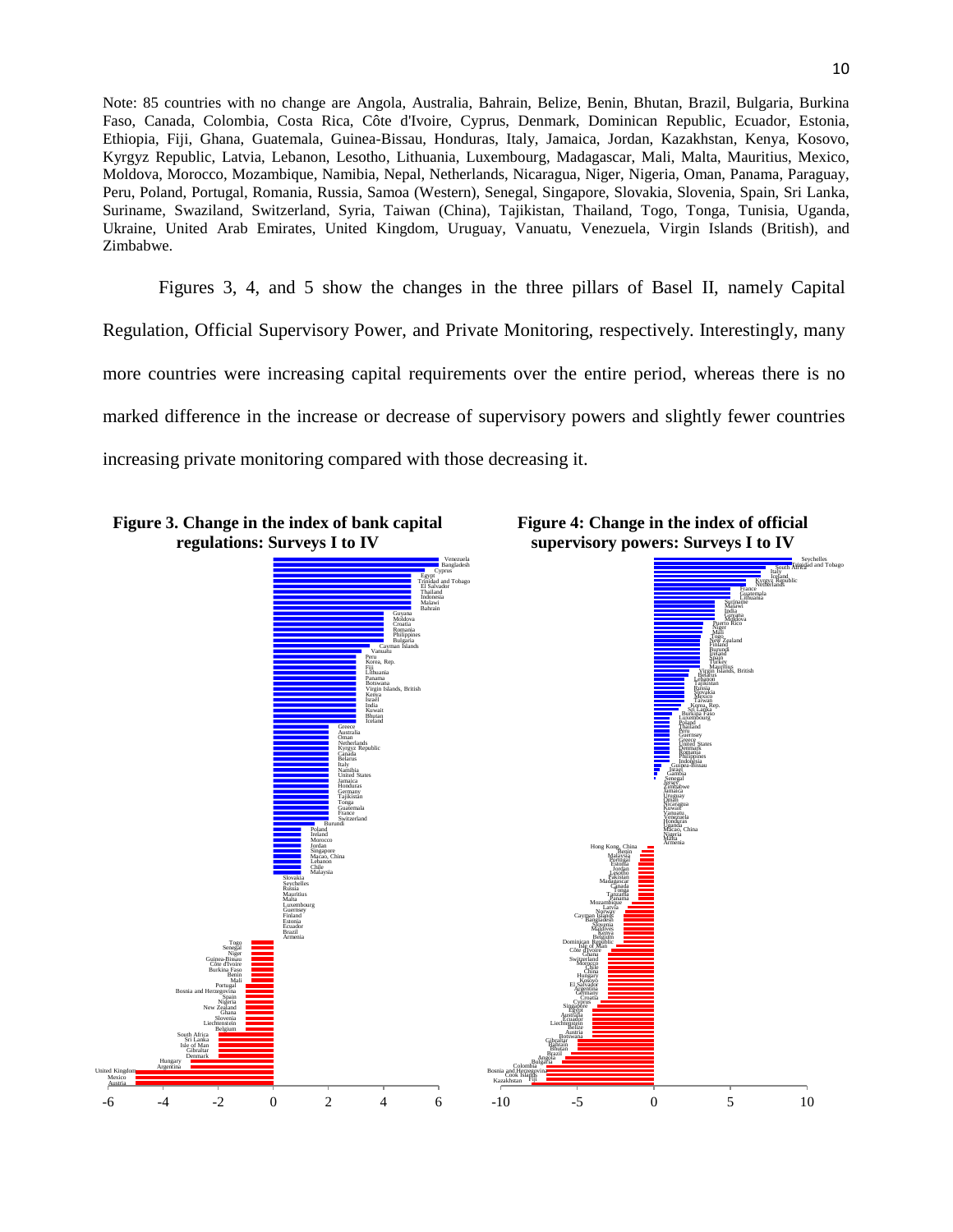Note: 85 countries with no change are Angola, Australia, Bahrain, Belize, Benin, Bhutan, Brazil, Bulgaria, Burkina Faso, Canada, Colombia, Costa Rica, Côte d'Ivoire, Cyprus, Denmark, Dominican Republic, Ecuador, Estonia, Ethiopia, Fiji, Ghana, Guatemala, Guinea-Bissau, Honduras, Italy, Jamaica, Jordan, Kazakhstan, Kenya, Kosovo, Kyrgyz Republic, Latvia, Lebanon, Lesotho, Lithuania, Luxembourg, Madagascar, Mali, Malta, Mauritius, Mexico, Moldova, Morocco, Mozambique, Namibia, Nepal, Netherlands, Nicaragua, Niger, Nigeria, Oman, Panama, Paraguay, Peru, Poland, Portugal, Romania, Russia, Samoa (Western), Senegal, Singapore, Slovakia, Slovenia, Spain, Sri Lanka, Suriname, Swaziland, Switzerland, Syria, Taiwan (China), Tajikistan, Thailand, Togo, Tonga, Tunisia, Uganda, Ukraine, United Arab Emirates, United Kingdom, Uruguay, Vanuatu, Venezuela, Virgin Islands (British), and Zimbabwe.

Figures 3, 4, and 5 show the changes in the three pillars of Basel II, namely Capital Regulation, Official Supervisory Power, and Private Monitoring, respectively. Interestingly, many more countries were increasing capital requirements over the entire period, whereas there is no marked difference in the increase or decrease of supervisory powers and slightly fewer countries increasing private monitoring compared with those decreasing it.

**Figure 3. Change in the index of bank capital regulations: Surveys I to IV**

**Figure 4: Change in the index of official supervisory powers: Surveys I to IV**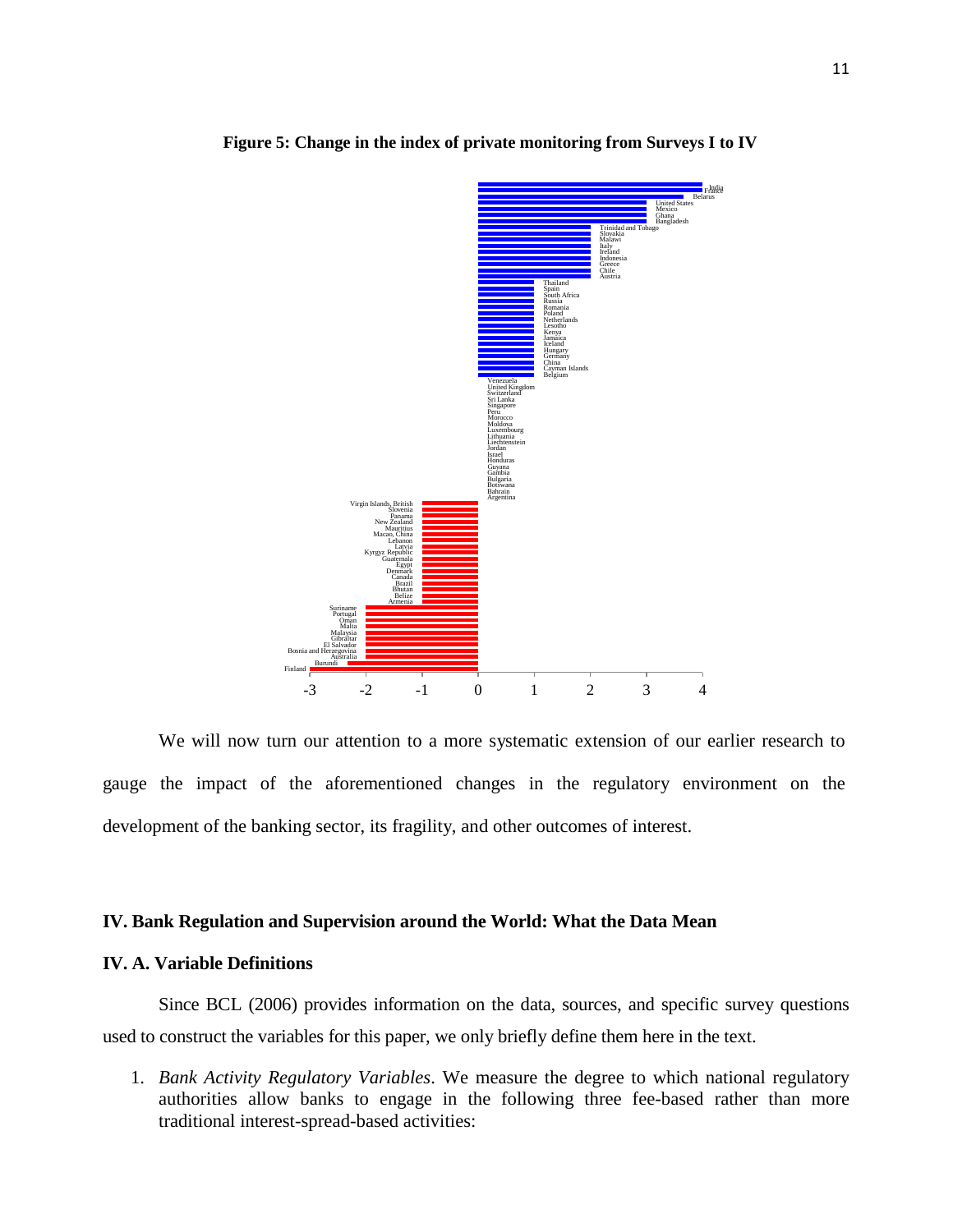**Figure 5: Change in the index of private monitoring from Surveys I to IV**

We will now turn our attention to a more systematic extension of our earlier research to gauge the impact of the aforementioned changes in the regulatory environment on the development of the banking sector, its fragility, and other outcomes of interest.

## IV. Bank Regulation and Supervision around the World: What the Data Mean

### IV. A. Variable Definitions

Since BCL (2006) provides information on the data, sources, and specific survey questions used to construct the variables for this paper, we only briefly define them here in the text.

1. *Bank Activity Regulatory Variables*. We measure the degree to which national regulatory authorities allow banks to engage in the following three fee-based rather than more traditional interest-spread-based activities: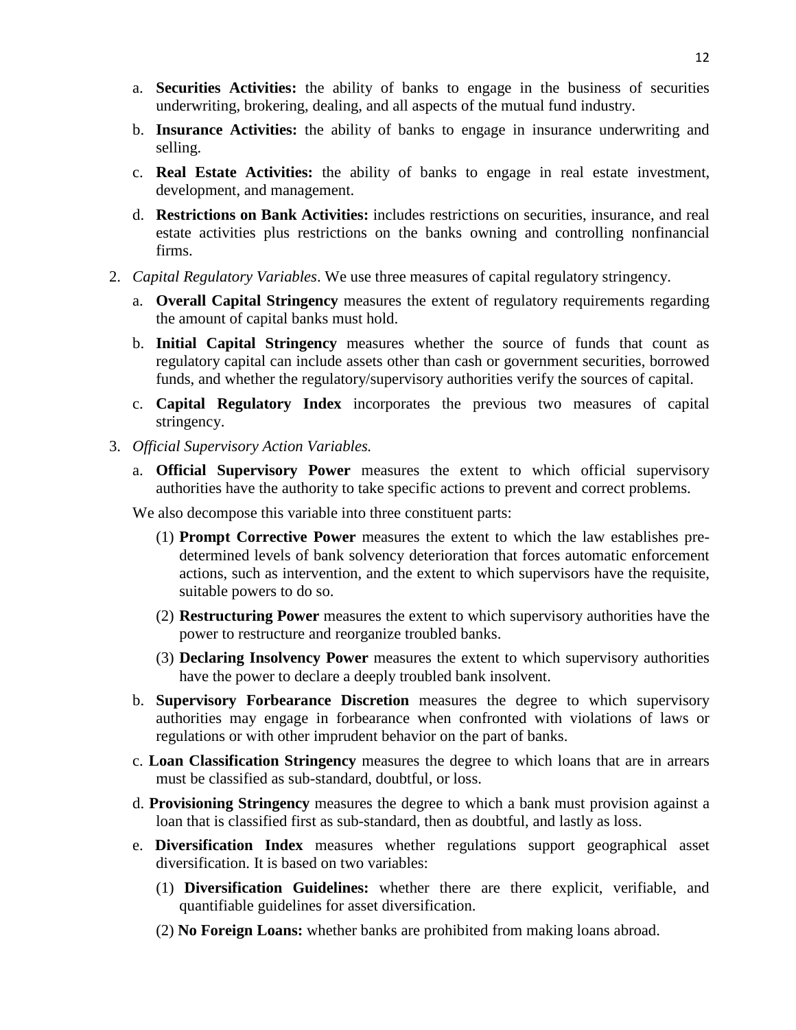a. **Securities Activities:** the ability of banks to engage in the business of securities underwriting, brokering, dealing, and all aspects of the mutual fund industry.

b. **Insurance Activities:** the ability of banks to engage in insurance underwriting and selling.

c. **Real Estate Activities:** the ability of banks to engage in real estate investment, development, and management.

d. **Restrictions on Bank Activities:** includes restrictions on securities, insurance, and real estate activities plus restrictions on the banks owning and controlling nonfinancial firms.

2. *Capital Regulatory Variables*. We use three measures of capital regulatory stringency.

   a. **Overall Capital Stringency** measures the extent of regulatory requirements regarding the amount of capital banks must hold.

   b. **Initial Capital Stringency** measures whether the source of funds that count as regulatory capital can include assets other than cash or government securities, borrowed funds, and whether the regulatory/supervisory authorities verify the sources of capital.

   c. **Capital Regulatory Index** incorporates the previous two measures of capital stringency.

3. *Official Supervisory Action Variables.*

   a. **Official Supervisory Power** measures the extent to which official supervisory authorities have the authority to take specific actions to prevent and correct problems.

   We also decompose this variable into three constituent parts:

   (1) **Prompt Corrective Power** measures the extent to which the law establishes pre-determined levels of bank solvency deterioration that forces automatic enforcement actions, such as intervention, and the extent to which supervisors have the requisite, suitable powers to do so.

   (2) **Restructuring Power** measures the extent to which supervisory authorities have the power to restructure and reorganize troubled banks.

   (3) **Declaring Insolvency Power** measures the extent to which supervisory authorities have the power to declare a deeply troubled bank insolvent.

   b. **Supervisory Forbearance Discretion** measures the degree to which supervisory authorities may engage in forbearance when confronted with violations of laws or regulations or with other imprudent behavior on the part of banks.

   c. **Loan Classification Stringency** measures the degree to which loans that are in arrears must be classified as sub-standard, doubtful, or loss.

   d. **Provisioning Stringency** measures the degree to which a bank must provision against a loan that is classified first as sub-standard, then as doubtful, and lastly as loss.

   e. **Diversification Index** measures whether regulations support geographical asset diversification. It is based on two variables:

   (1) **Diversification Guidelines:** whether there are there explicit, verifiable, and quantifiable guidelines for asset diversification.

   (2) **No Foreign Loans:** whether banks are prohibited from making loans abroad.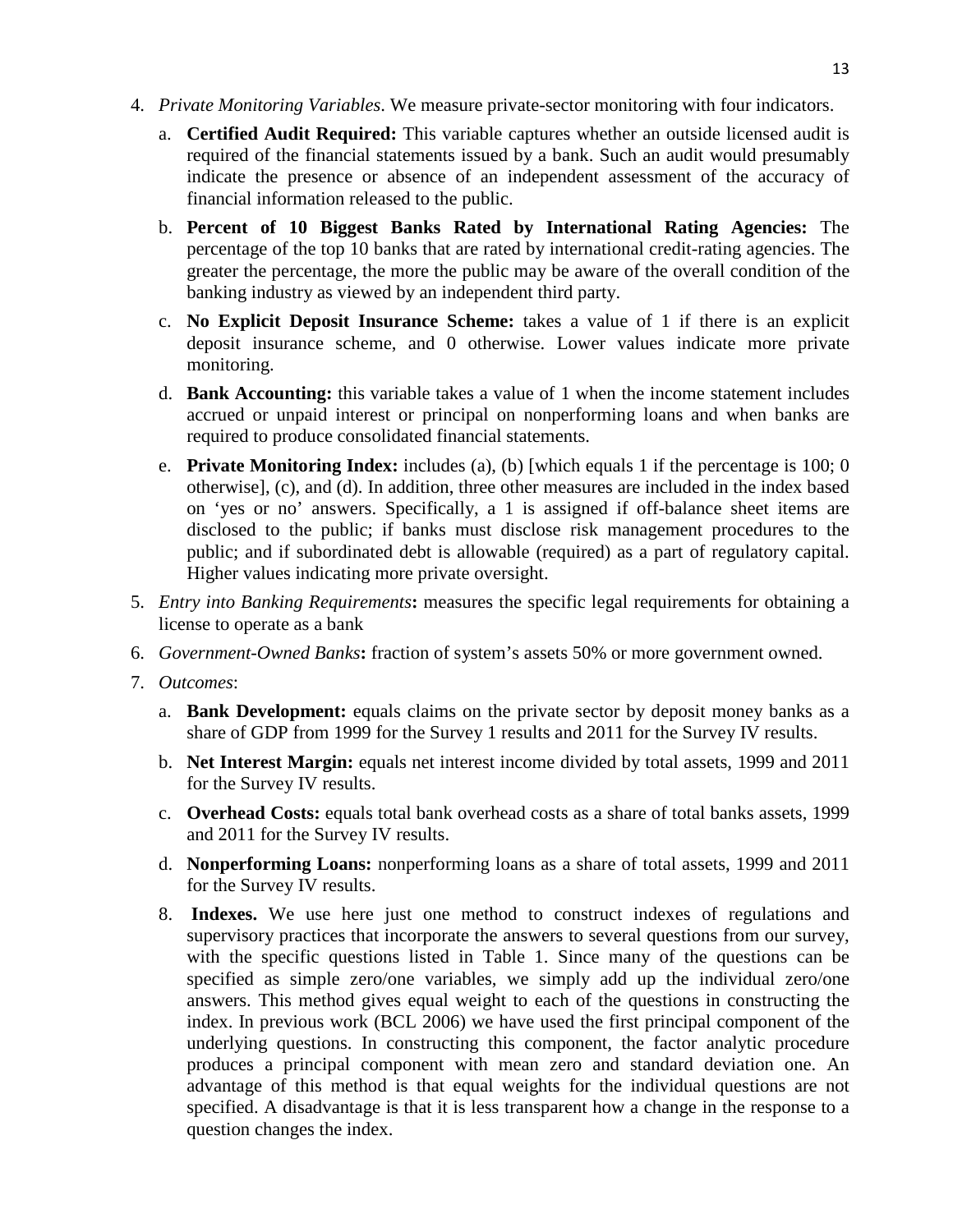4. *Private Monitoring Variables*. We measure private-sector monitoring with four indicators.
   a. **Certified Audit Required:** This variable captures whether an outside licensed audit is required of the financial statements issued by a bank. Such an audit would presumably indicate the presence or absence of an independent assessment of the accuracy of financial information released to the public.
   b. **Percent of 10 Biggest Banks Rated by International Rating Agencies:** The percentage of the top 10 banks that are rated by international credit-rating agencies. The greater the percentage, the more the public may be aware of the overall condition of the banking industry as viewed by an independent third party.
   c. **No Explicit Deposit Insurance Scheme:** takes a value of 1 if there is an explicit deposit insurance scheme, and 0 otherwise. Lower values indicate more private monitoring.
   d. **Bank Accounting:** this variable takes a value of 1 when the income statement includes accrued or unpaid interest or principal on nonperforming loans and when banks are required to produce consolidated financial statements.
   e. **Private Monitoring Index:** includes (a), (b) [which equals 1 if the percentage is 100; 0 otherwise], (c), and (d). In addition, three other measures are included in the index based on 'yes or no' answers. Specifically, a 1 is assigned if off-balance sheet items are disclosed to the public; if banks must disclose risk management procedures to the public; and if subordinated debt is allowable (required) as a part of regulatory capital. Higher values indicating more private oversight.
5. *Entry into Banking Requirements***:** measures the specific legal requirements for obtaining a license to operate as a bank
6. *Government-Owned Banks***:** fraction of system's assets 50% or more government owned.
7. *Outcomes*:
   a. **Bank Development:** equals claims on the private sector by deposit money banks as a share of GDP from 1999 for the Survey 1 results and 2011 for the Survey IV results.
   b. **Net Interest Margin:** equals net interest income divided by total assets, 1999 and 2011 for the Survey IV results.
   c. **Overhead Costs:** equals total bank overhead costs as a share of total banks assets, 1999 and 2011 for the Survey IV results.
   d. **Nonperforming Loans:** nonperforming loans as a share of total assets, 1999 and 2011 for the Survey IV results.
8. **Indexes.** We use here just one method to construct indexes of regulations and supervisory practices that incorporate the answers to several questions from our survey, with the specific questions listed in Table 1. Since many of the questions can be specified as simple zero/one variables, we simply add up the individual zero/one answers. This method gives equal weight to each of the questions in constructing the index. In previous work (BCL 2006) we have used the first principal component of the underlying questions. In constructing this component, the factor analytic procedure produces a principal component with mean zero and standard deviation one. An advantage of this method is that equal weights for the individual questions are not specified. A disadvantage is that it is less transparent how a change in the response to a question changes the index.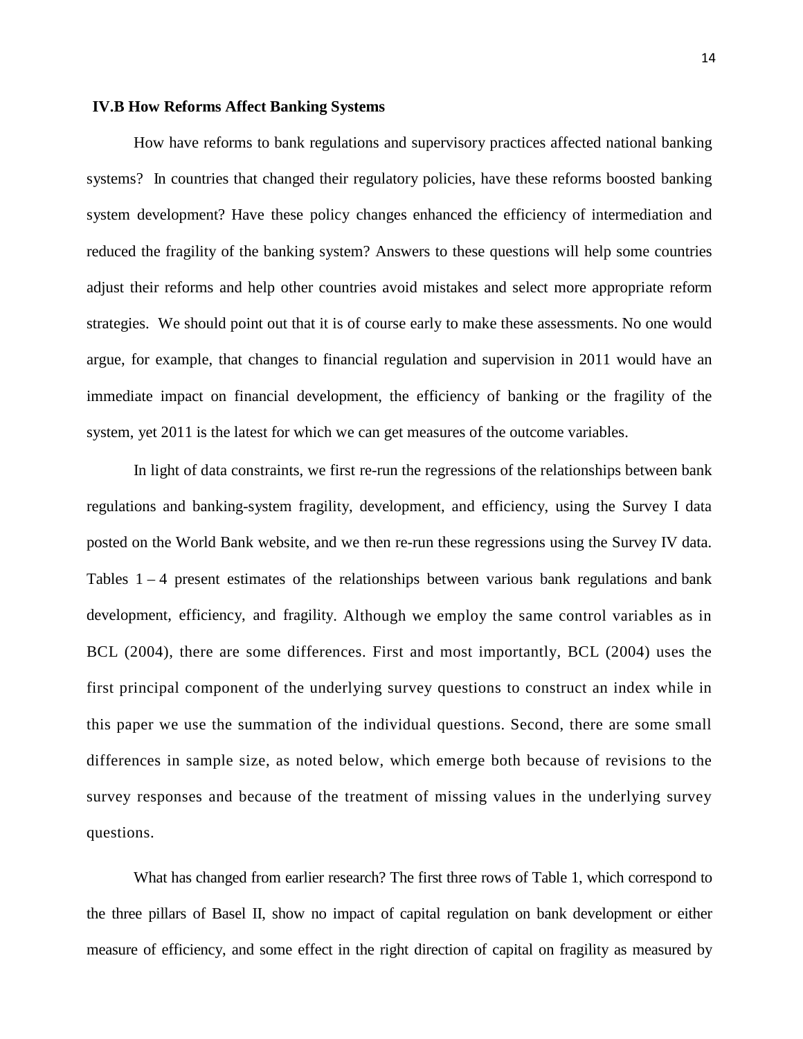### IV.B How Reforms Affect Banking Systems

How have reforms to bank regulations and supervisory practices affected national banking systems? In countries that changed their regulatory policies, have these reforms boosted banking system development? Have these policy changes enhanced the efficiency of intermediation and reduced the fragility of the banking system? Answers to these questions will help some countries adjust their reforms and help other countries avoid mistakes and select more appropriate reform strategies. We should point out that it is of course early to make these assessments. No one would argue, for example, that changes to financial regulation and supervision in 2011 would have an immediate impact on financial development, the efficiency of banking or the fragility of the system, yet 2011 is the latest for which we can get measures of the outcome variables.

In light of data constraints, we first re-run the regressions of the relationships between bank regulations and banking-system fragility, development, and efficiency, using the Survey I data posted on the World Bank website, and we then re-run these regressions using the Survey IV data. Tables 1 – 4 present estimates of the relationships between various bank regulations and bank development, efficiency, and fragility. Although we employ the same control variables as in BCL (2004), there are some differences. First and most importantly, BCL (2004) uses the first principal component of the underlying survey questions to construct an index while in this paper we use the summation of the individual questions. Second, there are some small differences in sample size, as noted below, which emerge both because of revisions to the survey responses and because of the treatment of missing values in the underlying survey questions.

What has changed from earlier research? The first three rows of Table 1, which correspond to the three pillars of Basel II, show no impact of capital regulation on bank development or either measure of efficiency, and some effect in the right direction of capital on fragility as measured by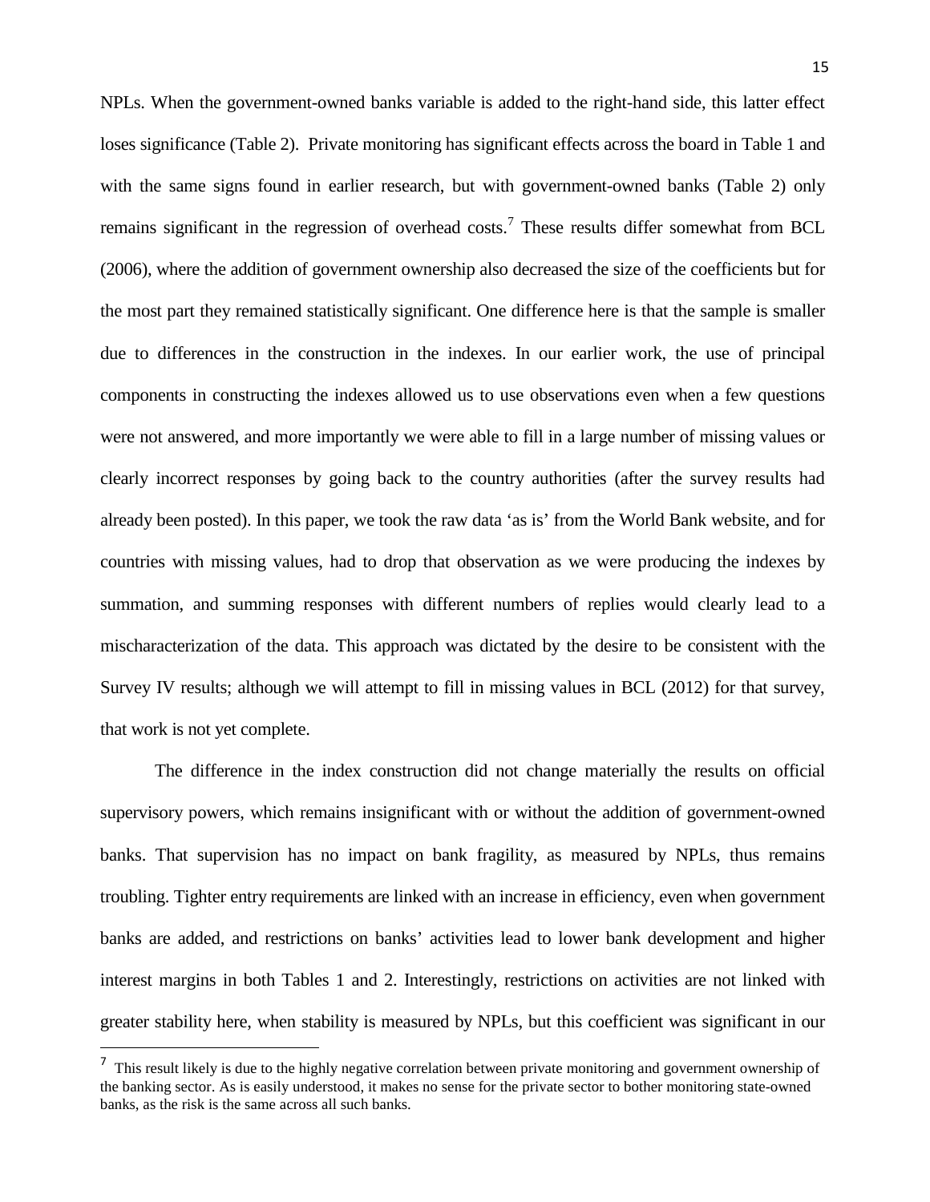NPLs. When the government-owned banks variable is added to the right-hand side, this latter effect loses significance (Table 2). Private monitoring has significant effects across the board in Table 1 and with the same signs found in earlier research, but with government-owned banks (Table 2) only remains significant in the regression of overhead costs.[7] These results differ somewhat from BCL (2006), where the addition of government ownership also decreased the size of the coefficients but for the most part they remained statistically significant. One difference here is that the sample is smaller due to differences in the construction in the indexes. In our earlier work, the use of principal components in constructing the indexes allowed us to use observations even when a few questions were not answered, and more importantly we were able to fill in a large number of missing values or clearly incorrect responses by going back to the country authorities (after the survey results had already been posted). In this paper, we took the raw data 'as is' from the World Bank website, and for countries with missing values, had to drop that observation as we were producing the indexes by summation, and summing responses with different numbers of replies would clearly lead to a mischaracterization of the data. This approach was dictated by the desire to be consistent with the Survey IV results; although we will attempt to fill in missing values in BCL (2012) for that survey, that work is not yet complete.

The difference in the index construction did not change materially the results on official supervisory powers, which remains insignificant with or without the addition of government-owned banks. That supervision has no impact on bank fragility, as measured by NPLs, thus remains troubling. Tighter entry requirements are linked with an increase in efficiency, even when government banks are added, and restrictions on banks' activities lead to lower bank development and higher interest margins in both Tables 1 and 2. Interestingly, restrictions on activities are not linked with greater stability here, when stability is measured by NPLs, but this coefficient was significant in our

[7] This result likely is due to the highly negative correlation between private monitoring and government ownership of the banking sector. As is easily understood, it makes no sense for the private sector to bother monitoring state-owned banks, as the risk is the same across all such banks.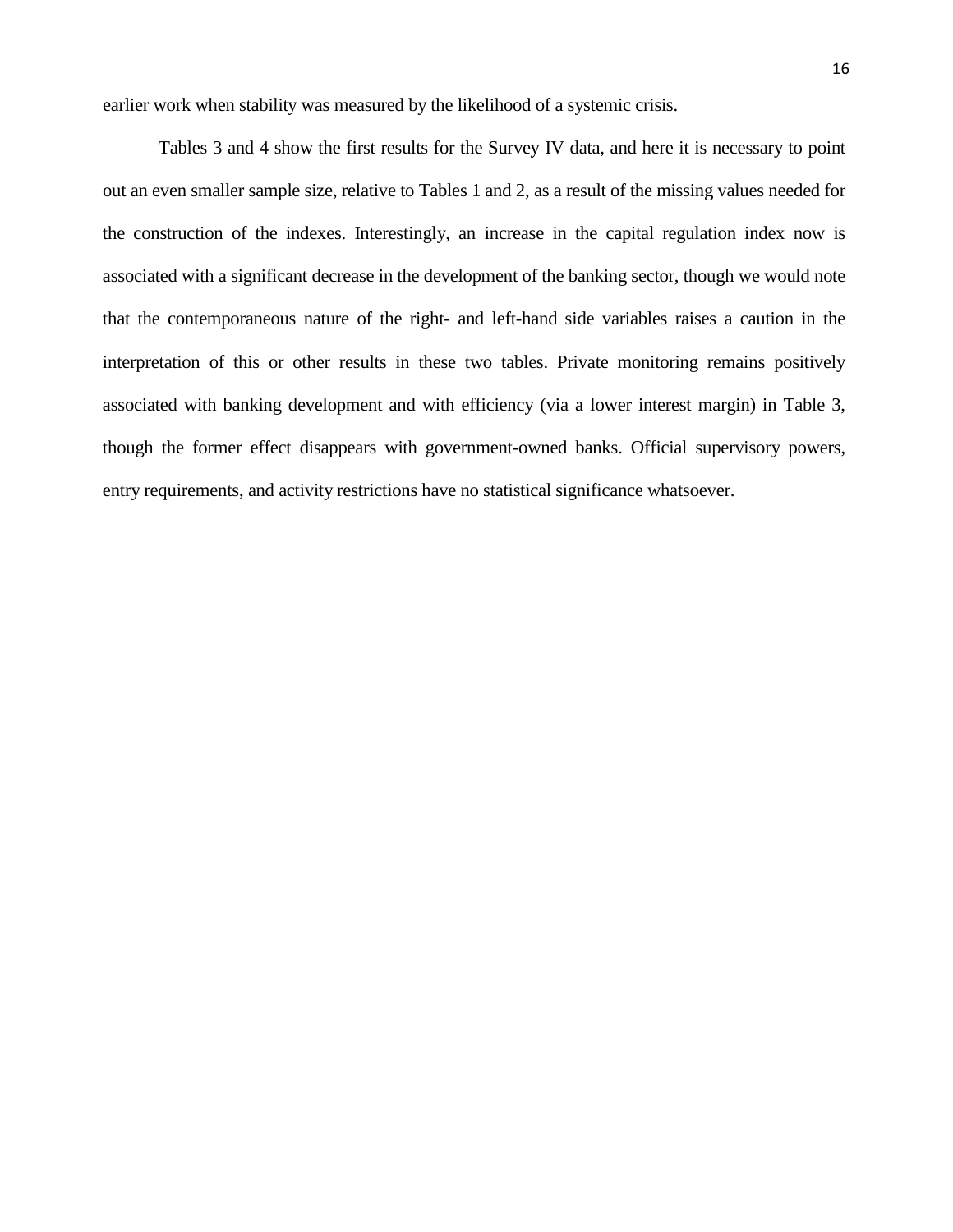earlier work when stability was measured by the likelihood of a systemic crisis.

Tables 3 and 4 show the first results for the Survey IV data, and here it is necessary to point out an even smaller sample size, relative to Tables 1 and 2, as a result of the missing values needed for the construction of the indexes. Interestingly, an increase in the capital regulation index now is associated with a significant decrease in the development of the banking sector, though we would note that the contemporaneous nature of the right- and left-hand side variables raises a caution in the interpretation of this or other results in these two tables. Private monitoring remains positively associated with banking development and with efficiency (via a lower interest margin) in Table 3, though the former effect disappears with government-owned banks. Official supervisory powers, entry requirements, and activity restrictions have no statistical significance whatsoever.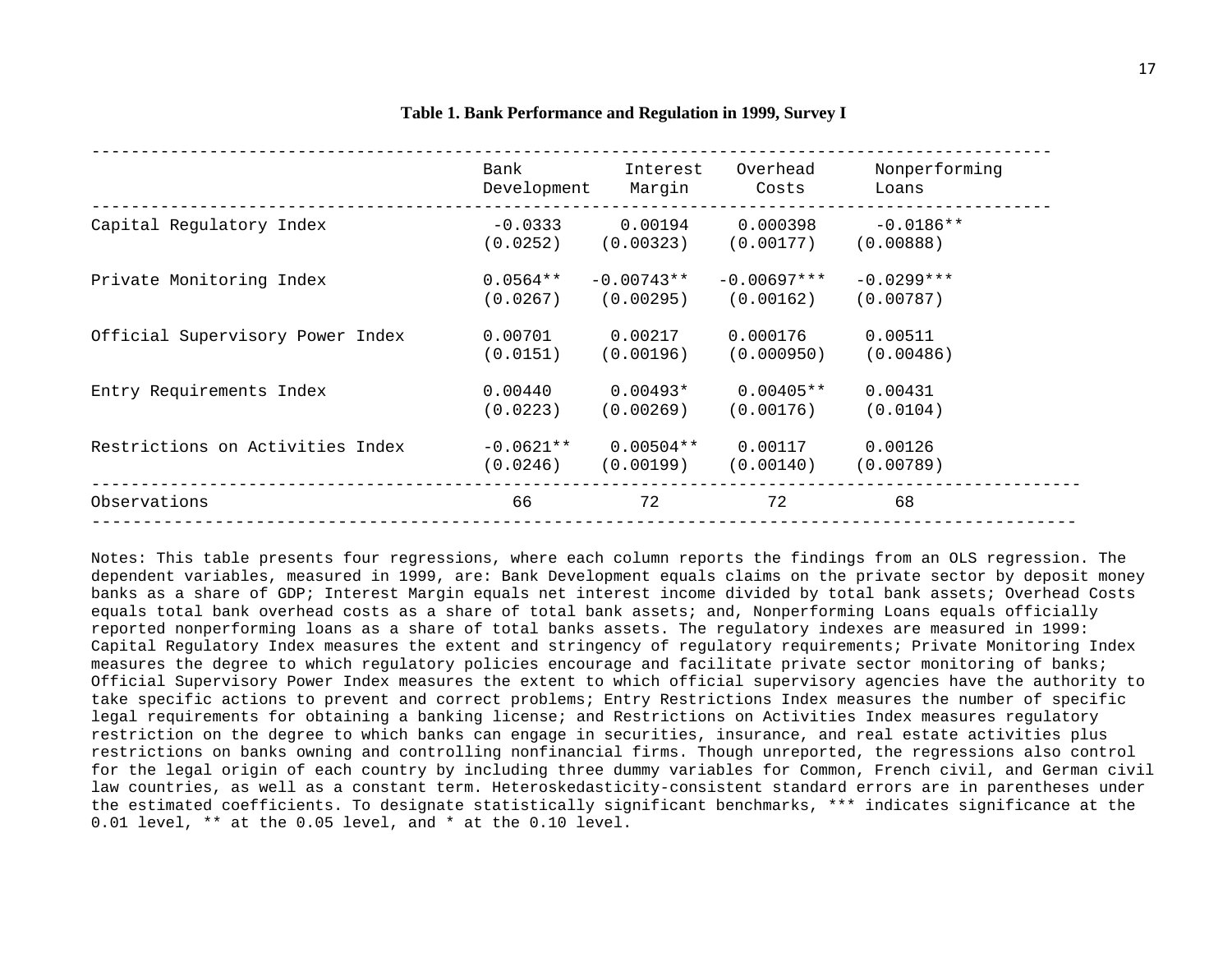**Table 1. Bank Performance and Regulation in 1999, Survey I**

| | Bank Development | Interest Margin | Overhead Costs | Nonperforming Loans |
|---|---|---|---|---|
| Capital Regulatory Index | -0.0333 | 0.00194 | 0.000398 | -0.0186** |
| | (0.0252) | (0.00323) | (0.00177) | (0.00888) |
| Private Monitoring Index | 0.0564** | -0.00743** | -0.00697*** | -0.0299*** |
| | (0.0267) | (0.00295) | (0.00162) | (0.00787) |
| Official Supervisory Power Index | 0.00701 | 0.00217 | 0.000176 | 0.00511 |
| | (0.0151) | (0.00196) | (0.000950) | (0.00486) |
| Entry Requirements Index | 0.00440 | 0.00493* | 0.00405** | 0.00431 |
| | (0.0223) | (0.00269) | (0.00176) | (0.0104) |
| Restrictions on Activities Index | -0.0621** | 0.00504** | 0.00117 | 0.00126 |
| | (0.0246) | (0.00199) | (0.00140) | (0.00789) |
| Observations | 66 | 72 | 72 | 68 |

Notes: This table presents four regressions, where each column reports the findings from an OLS regression. The dependent variables, measured in 1999, are: Bank Development equals claims on the private sector by deposit money banks as a share of GDP; Interest Margin equals net interest income divided by total bank assets; Overhead Costs equals total bank overhead costs as a share of total bank assets; and, Nonperforming Loans equals officially reported nonperforming loans as a share of total banks assets. The regulatory indexes are measured in 1999: Capital Regulatory Index measures the extent and stringency of regulatory requirements; Private Monitoring Index measures the degree to which regulatory policies encourage and facilitate private sector monitoring of banks; Official Supervisory Power Index measures the extent to which official supervisory agencies have the authority to take specific actions to prevent and correct problems; Entry Restrictions Index measures the number of specific legal requirements for obtaining a banking license; and Restrictions on Activities Index measures regulatory restriction on the degree to which banks can engage in securities, insurance, and real estate activities plus restrictions on banks owning and controlling nonfinancial firms. Though unreported, the regressions also control for the legal origin of each country by including three dummy variables for Common, French civil, and German civil law countries, as well as a constant term. Heteroskedasticity-consistent standard errors are in parentheses under the estimated coefficients. To designate statistically significant benchmarks, *** indicates significance at the 0.01 level, ** at the 0.05 level, and * at the 0.10 level.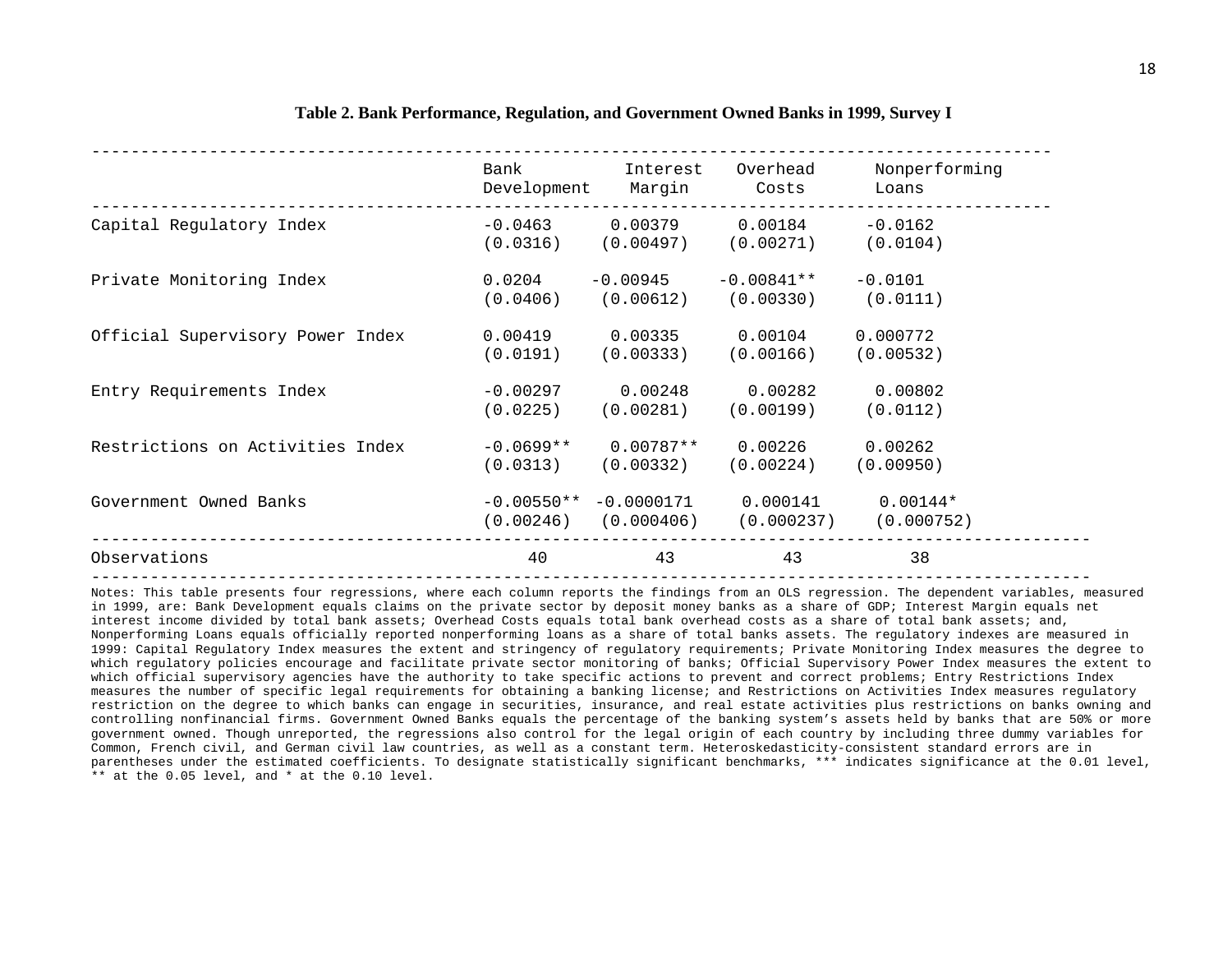**Table 2. Bank Performance, Regulation, and Government Owned Banks in 1999, Survey I**

| | Bank Development | Interest Margin | Overhead Costs | Nonperforming Loans |
|---|---|---|---|---|
| Capital Regulatory Index | -0.0463 | 0.00379 | 0.00184 | -0.0162 |
| | (0.0316) | (0.00497) | (0.00271) | (0.0104) |
| Private Monitoring Index | 0.0204 | -0.00945 | -0.00841** | -0.0101 |
| | (0.0406) | (0.00612) | (0.00330) | (0.0111) |
| Official Supervisory Power Index | 0.00419 | 0.00335 | 0.00104 | 0.000772 |
| | (0.0191) | (0.00333) | (0.00166) | (0.00532) |
| Entry Requirements Index | -0.00297 | 0.00248 | 0.00282 | 0.00802 |
| | (0.0225) | (0.00281) | (0.00199) | (0.0112) |
| Restrictions on Activities Index | -0.0699** | 0.00787** | 0.00226 | 0.00262 |
| | (0.0313) | (0.00332) | (0.00224) | (0.00950) |
| Government Owned Banks | -0.00550** | -0.0000171 | 0.000141 | 0.00144* |
| | (0.00246) | (0.000406) | (0.000237) | (0.000752) |
| Observations | 40 | 43 | 43 | 38 |

Notes: This table presents four regressions, where each column reports the findings from an OLS regression. The dependent variables, measured in 1999, are: Bank Development equals claims on the private sector by deposit money banks as a share of GDP; Interest Margin equals net interest income divided by total bank assets; Overhead Costs equals total bank overhead costs as a share of total bank assets; and, Nonperforming Loans equals officially reported nonperforming loans as a share of total banks assets. The regulatory indexes are measured in 1999: Capital Regulatory Index measures the extent and stringency of regulatory requirements; Private Monitoring Index measures the degree to which regulatory policies encourage and facilitate private sector monitoring of banks; Official Supervisory Power Index measures the extent to which official supervisory agencies have the authority to take specific actions to prevent and correct problems; Entry Restrictions Index measures the number of specific legal requirements for obtaining a banking license; and Restrictions on Activities Index measures regulatory restriction on the degree to which banks can engage in securities, insurance, and real estate activities plus restrictions on banks owning and controlling nonfinancial firms. Government Owned Banks equals the percentage of the banking system's assets held by banks that are 50% or more government owned. Though unreported, the regressions also control for the legal origin of each country by including three dummy variables for Common, French civil, and German civil law countries, as well as a constant term. Heteroskedasticity-consistent standard errors are in parentheses under the estimated coefficients. To designate statistically significant benchmarks, *** indicates significance at the 0.01 level, ** at the 0.05 level, and * at the 0.10 level.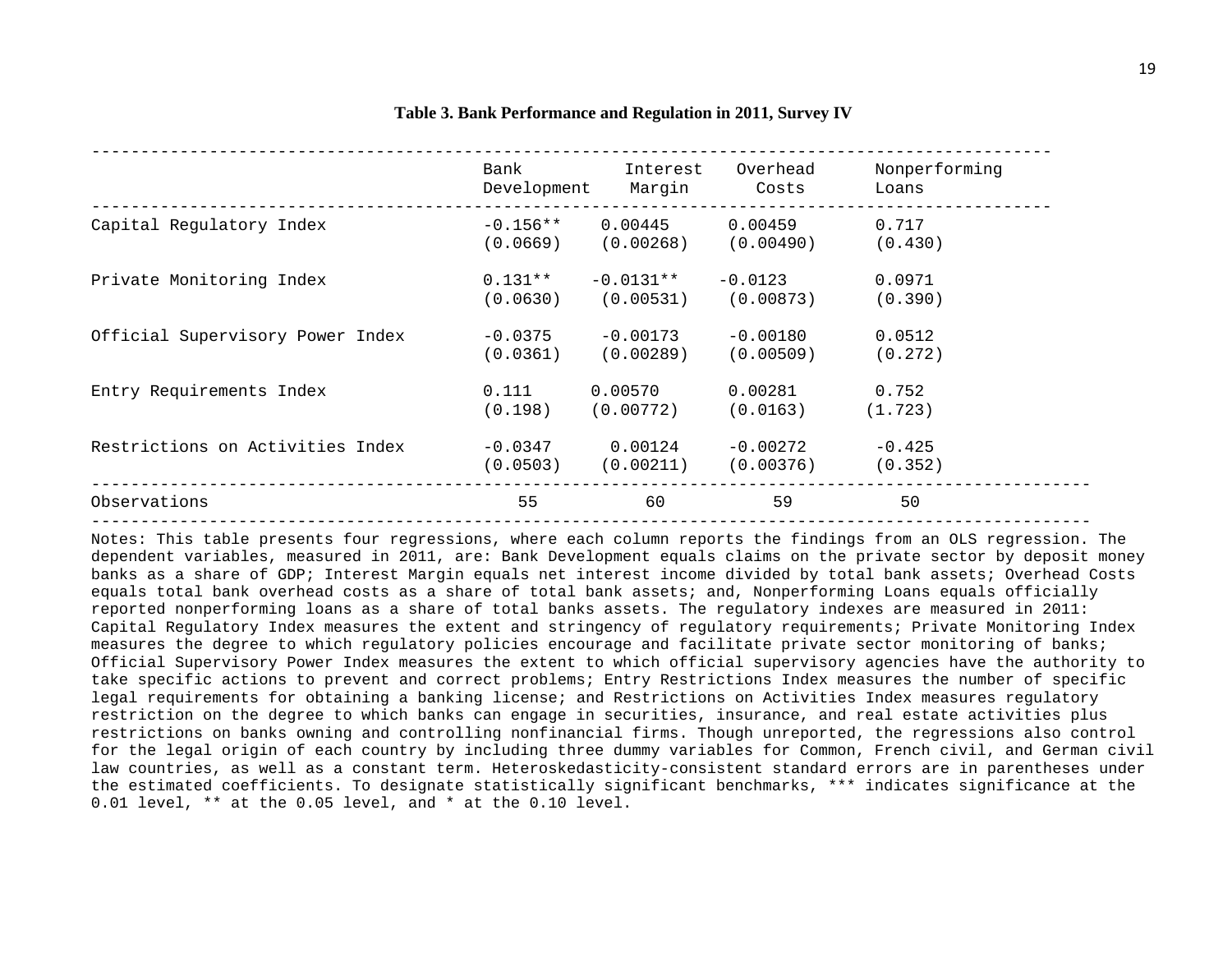**Table 3. Bank Performance and Regulation in 2011, Survey IV**

| | Bank Development | Interest Margin | Overhead Costs | Nonperforming Loans |
|---|---|---|---|---|
| Capital Regulatory Index | -0.156** | 0.00445 | 0.00459 | 0.717 |
| | (0.0669) | (0.00268) | (0.00490) | (0.430) |
| Private Monitoring Index | 0.131** | -0.0131** | -0.0123 | 0.0971 |
| | (0.0630) | (0.00531) | (0.00873) | (0.390) |
| Official Supervisory Power Index | -0.0375 | -0.00173 | -0.00180 | 0.0512 |
| | (0.0361) | (0.00289) | (0.00509) | (0.272) |
| Entry Requirements Index | 0.111 | 0.00570 | 0.00281 | 0.752 |
| | (0.198) | (0.00772) | (0.0163) | (1.723) |
| Restrictions on Activities Index | -0.0347 | 0.00124 | -0.00272 | -0.425 |
| | (0.0503) | (0.00211) | (0.00376) | (0.352) |
| Observations | 55 | 60 | 59 | 50 |

Notes: This table presents four regressions, where each column reports the findings from an OLS regression. The dependent variables, measured in 2011, are: Bank Development equals claims on the private sector by deposit money banks as a share of GDP; Interest Margin equals net interest income divided by total bank assets; Overhead Costs equals total bank overhead costs as a share of total bank assets; and, Nonperforming Loans equals officially reported nonperforming loans as a share of total banks assets. The regulatory indexes are measured in 2011: Capital Regulatory Index measures the extent and stringency of regulatory requirements; Private Monitoring Index measures the degree to which regulatory policies encourage and facilitate private sector monitoring of banks; Official Supervisory Power Index measures the extent to which official supervisory agencies have the authority to take specific actions to prevent and correct problems; Entry Restrictions Index measures the number of specific legal requirements for obtaining a banking license; and Restrictions on Activities Index measures regulatory restriction on the degree to which banks can engage in securities, insurance, and real estate activities plus restrictions on banks owning and controlling nonfinancial firms. Though unreported, the regressions also control for the legal origin of each country by including three dummy variables for Common, French civil, and German civil law countries, as well as a constant term. Heteroskedasticity-consistent standard errors are in parentheses under the estimated coefficients. To designate statistically significant benchmarks, *** indicates significance at the 0.01 level, ** at the 0.05 level, and * at the 0.10 level.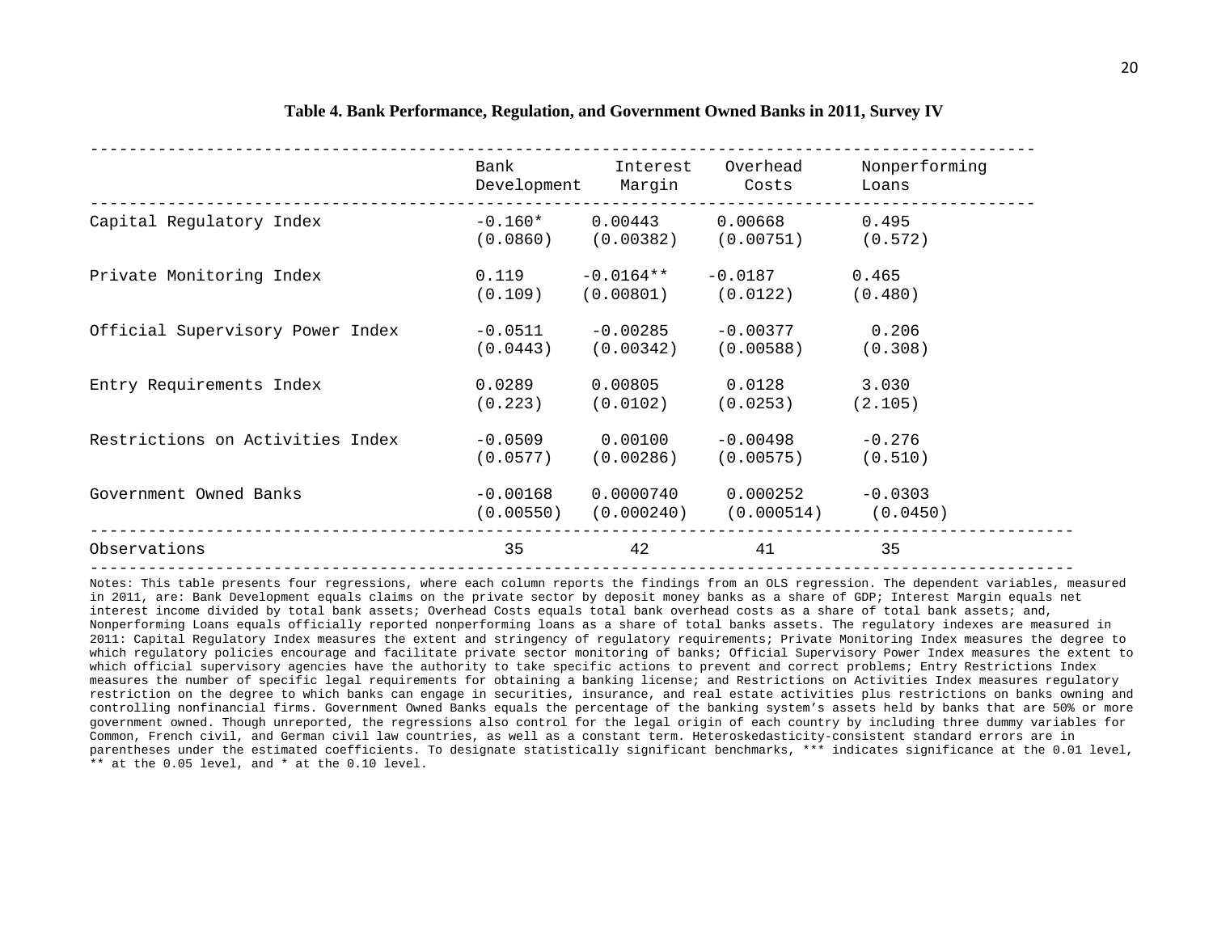**Table 4. Bank Performance, Regulation, and Government Owned Banks in 2011, Survey IV**

| | Bank Development | Interest Margin | Overhead Costs | Nonperforming Loans |
|---|---|---|---|---|
| Capital Regulatory Index | -0.160* | 0.00443 | 0.00668 | 0.495 |
| | (0.0860) | (0.00382) | (0.00751) | (0.572) |
| Private Monitoring Index | 0.119 | -0.0164** | -0.0187 | 0.465 |
| | (0.109) | (0.00801) | (0.0122) | (0.480) |
| Official Supervisory Power Index | -0.0511 | -0.00285 | -0.00377 | 0.206 |
| | (0.0443) | (0.00342) | (0.00588) | (0.308) |
| Entry Requirements Index | 0.0289 | 0.00805 | 0.0128 | 3.030 |
| | (0.223) | (0.0102) | (0.0253) | (2.105) |
| Restrictions on Activities Index | -0.0509 | 0.00100 | -0.00498 | -0.276 |
| | (0.0577) | (0.00286) | (0.00575) | (0.510) |
| Government Owned Banks | -0.00168 | 0.0000740 | 0.000252 | -0.0303 |
| | (0.00550) | (0.000240) | (0.000514) | (0.0450) |
| Observations | 35 | 42 | 41 | 35 |

Notes: This table presents four regressions, where each column reports the findings from an OLS regression. The dependent variables, measured in 2011, are: Bank Development equals claims on the private sector by deposit money banks as a share of GDP; Interest Margin equals net interest income divided by total bank assets; Overhead Costs equals total bank overhead costs as a share of total bank assets; and, Nonperforming Loans equals officially reported nonperforming loans as a share of total banks assets. The regulatory indexes are measured in 2011: Capital Regulatory Index measures the extent and stringency of regulatory requirements; Private Monitoring Index measures the degree to which regulatory policies encourage and facilitate private sector monitoring of banks; Official Supervisory Power Index measures the extent to which official supervisory agencies have the authority to take specific actions to prevent and correct problems; Entry Restrictions Index measures the number of specific legal requirements for obtaining a banking license; and Restrictions on Activities Index measures regulatory restriction on the degree to which banks can engage in securities, insurance, and real estate activities plus restrictions on banks owning and controlling nonfinancial firms. Government Owned Banks equals the percentage of the banking system's assets held by banks that are 50% or more government owned. Though unreported, the regressions also control for the legal origin of each country by including three dummy variables for Common, French civil, and German civil law countries, as well as a constant term. Heteroskedasticity-consistent standard errors are in parentheses under the estimated coefficients. To designate statistically significant benchmarks, *** indicates significance at the 0.01 level, ** at the 0.05 level, and * at the 0.10 level.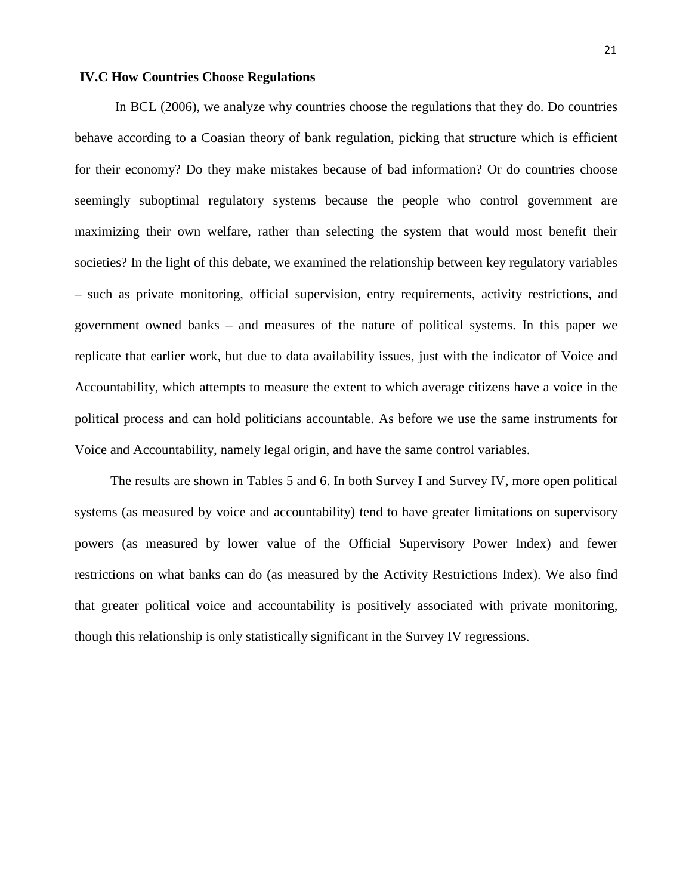### IV.C How Countries Choose Regulations

In BCL (2006), we analyze why countries choose the regulations that they do. Do countries behave according to a Coasian theory of bank regulation, picking that structure which is efficient for their economy? Do they make mistakes because of bad information? Or do countries choose seemingly suboptimal regulatory systems because the people who control government are maximizing their own welfare, rather than selecting the system that would most benefit their societies? In the light of this debate, we examined the relationship between key regulatory variables – such as private monitoring, official supervision, entry requirements, activity restrictions, and government owned banks – and measures of the nature of political systems. In this paper we replicate that earlier work, but due to data availability issues, just with the indicator of Voice and Accountability, which attempts to measure the extent to which average citizens have a voice in the political process and can hold politicians accountable. As before we use the same instruments for Voice and Accountability, namely legal origin, and have the same control variables.

The results are shown in Tables 5 and 6. In both Survey I and Survey IV, more open political systems (as measured by voice and accountability) tend to have greater limitations on supervisory powers (as measured by lower value of the Official Supervisory Power Index) and fewer restrictions on what banks can do (as measured by the Activity Restrictions Index). We also find that greater political voice and accountability is positively associated with private monitoring, though this relationship is only statistically significant in the Survey IV regressions.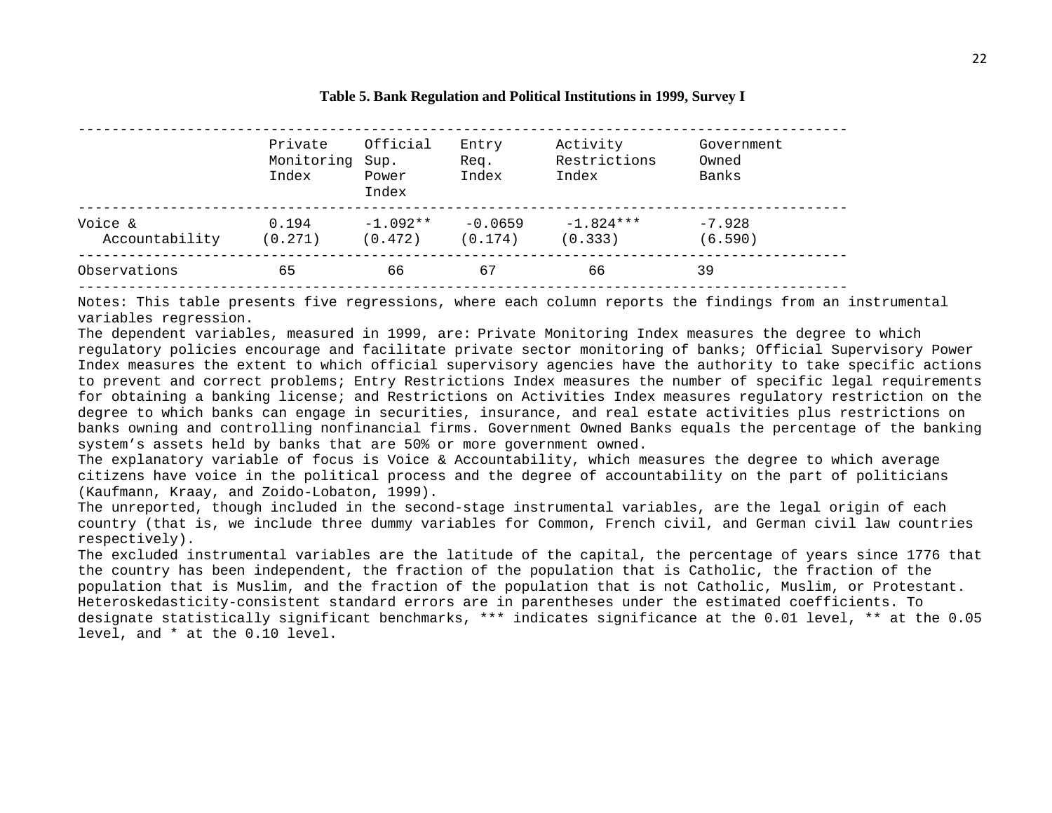**Table 5. Bank Regulation and Political Institutions in 1999, Survey I**

| | Private Monitoring Index | Official Sup. Power Index | Entry Req. Index | Activity Restrictions Index | Government Owned Banks |
|---|---|---|---|---|---|
| Voice & Accountability | 0.194<br>(0.271) | -1.092**<br>(0.472) | -0.0659<br>(0.174) | -1.824***<br>(0.333) | -7.928<br>(6.590) |
| Observations | 65 | 66 | 67 | 66 | 39 |

Notes: This table presents five regressions, where each column reports the findings from an instrumental variables regression.
The dependent variables, measured in 1999, are: Private Monitoring Index measures the degree to which regulatory policies encourage and facilitate private sector monitoring of banks; Official Supervisory Power Index measures the extent to which official supervisory agencies have the authority to take specific actions to prevent and correct problems; Entry Restrictions Index measures the number of specific legal requirements for obtaining a banking license; and Restrictions on Activities Index measures regulatory restriction on the degree to which banks can engage in securities, insurance, and real estate activities plus restrictions on banks owning and controlling nonfinancial firms. Government Owned Banks equals the percentage of the banking system's assets held by banks that are 50% or more government owned.
The explanatory variable of focus is Voice & Accountability, which measures the degree to which average citizens have voice in the political process and the degree of accountability on the part of politicians (Kaufmann, Kraay, and Zoido-Lobaton, 1999).
The unreported, though included in the second-stage instrumental variables, are the legal origin of each country (that is, we include three dummy variables for Common, French civil, and German civil law countries respectively).
The excluded instrumental variables are the latitude of the capital, the percentage of years since 1776 that the country has been independent, the fraction of the population that is Catholic, the fraction of the population that is Muslim, and the fraction of the population that is not Catholic, Muslim, or Protestant.
Heteroskedasticity-consistent standard errors are in parentheses under the estimated coefficients. To designate statistically significant benchmarks, *** indicates significance at the 0.01 level, ** at the 0.05 level, and * at the 0.10 level.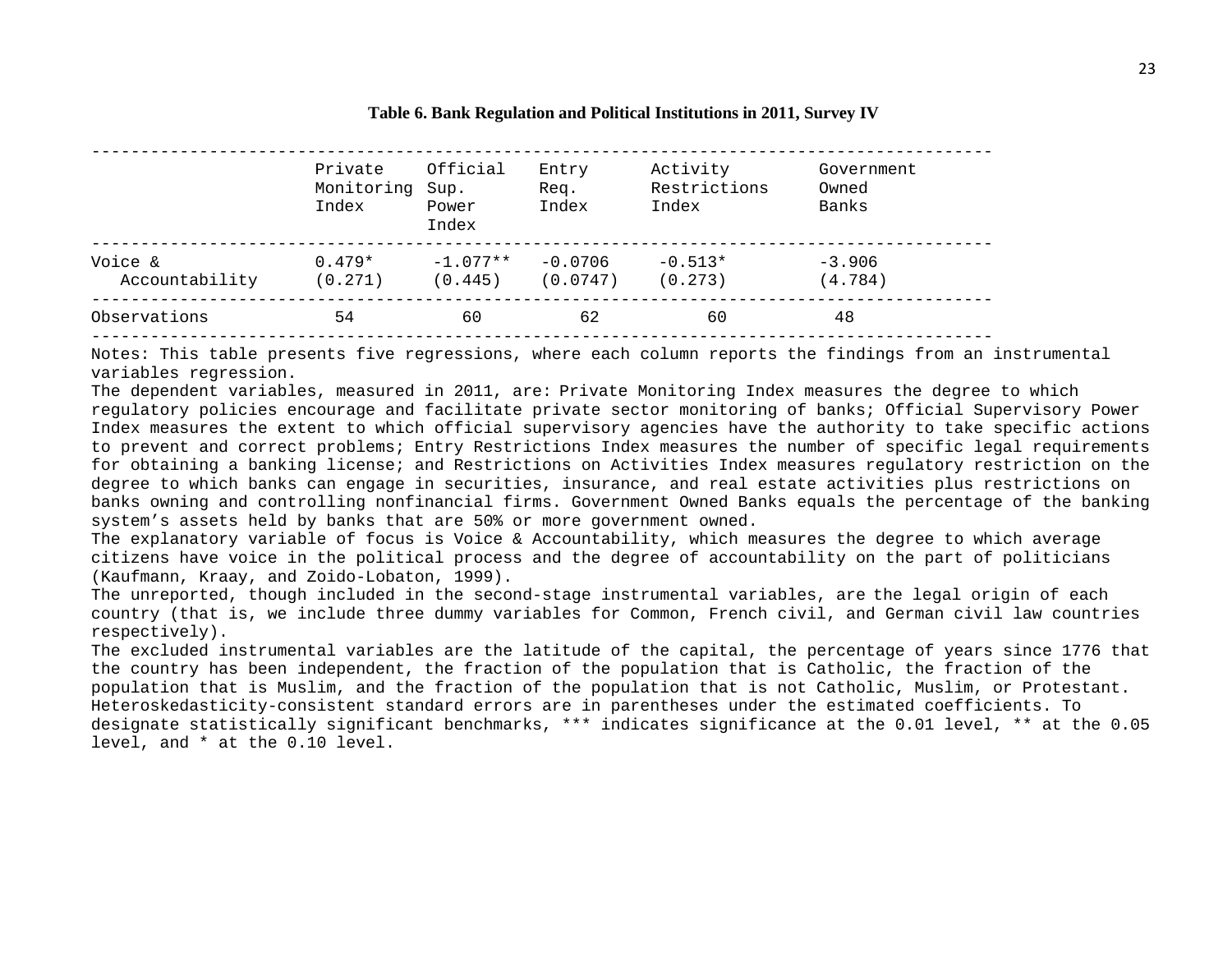**Table 6. Bank Regulation and Political Institutions in 2011, Survey IV**

| | Private Monitoring Index | Official Sup. Power Index | Entry Req. Index | Activity Restrictions Index | Government Owned Banks |
|---|---|---|---|---|---|
| Voice & Accountability | 0.479* | -1.077** | -0.0706 | -0.513* | -3.906 |
| | (0.271) | (0.445) | (0.0747) | (0.273) | (4.784) |
| Observations | 54 | 60 | 62 | 60 | 48 |

Notes: This table presents five regressions, where each column reports the findings from an instrumental variables regression.
The dependent variables, measured in 2011, are: Private Monitoring Index measures the degree to which regulatory policies encourage and facilitate private sector monitoring of banks; Official Supervisory Power Index measures the extent to which official supervisory agencies have the authority to take specific actions to prevent and correct problems; Entry Restrictions Index measures the number of specific legal requirements for obtaining a banking license; and Restrictions on Activities Index measures regulatory restriction on the degree to which banks can engage in securities, insurance, and real estate activities plus restrictions on banks owning and controlling nonfinancial firms. Government Owned Banks equals the percentage of the banking system's assets held by banks that are 50% or more government owned.
The explanatory variable of focus is Voice & Accountability, which measures the degree to which average citizens have voice in the political process and the degree of accountability on the part of politicians (Kaufmann, Kraay, and Zoido-Lobaton, 1999).
The unreported, though included in the second-stage instrumental variables, are the legal origin of each country (that is, we include three dummy variables for Common, French civil, and German civil law countries respectively).
The excluded instrumental variables are the latitude of the capital, the percentage of years since 1776 that the country has been independent, the fraction of the population that is Catholic, the fraction of the population that is Muslim, and the fraction of the population that is not Catholic, Muslim, or Protestant. Heteroskedasticity-consistent standard errors are in parentheses under the estimated coefficients. To designate statistically significant benchmarks, *** indicates significance at the 0.01 level, ** at the 0.05 level, and * at the 0.10 level.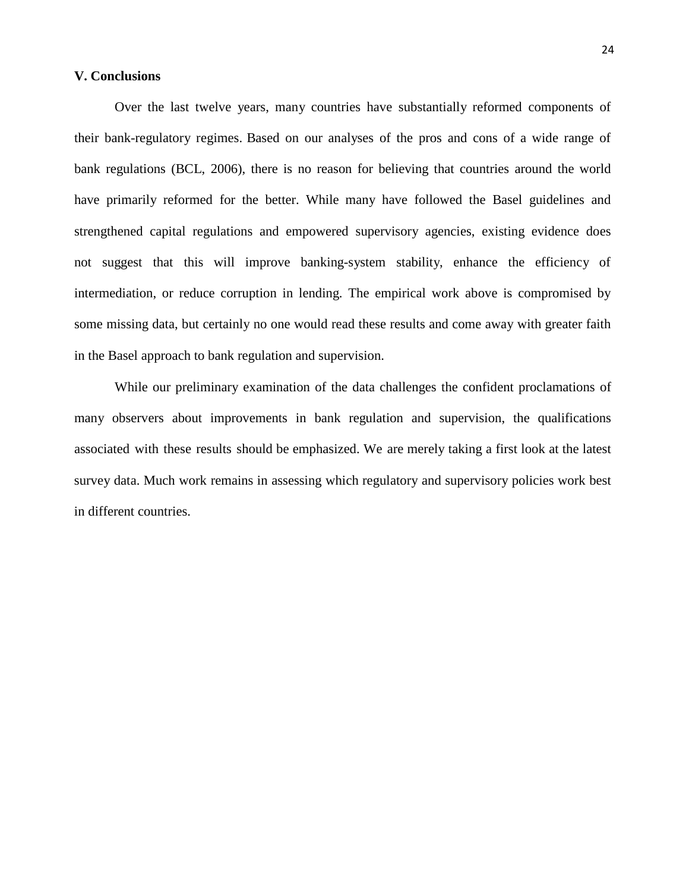## V. Conclusions

Over the last twelve years, many countries have substantially reformed components of their bank-regulatory regimes. Based on our analyses of the pros and cons of a wide range of bank regulations (BCL, 2006), there is no reason for believing that countries around the world have primarily reformed for the better. While many have followed the Basel guidelines and strengthened capital regulations and empowered supervisory agencies, existing evidence does not suggest that this will improve banking-system stability, enhance the efficiency of intermediation, or reduce corruption in lending. The empirical work above is compromised by some missing data, but certainly no one would read these results and come away with greater faith in the Basel approach to bank regulation and supervision.

While our preliminary examination of the data challenges the confident proclamations of many observers about improvements in bank regulation and supervision, the qualifications associated with these results should be emphasized. We are merely taking a first look at the latest survey data. Much work remains in assessing which regulatory and supervisory policies work best in different countries.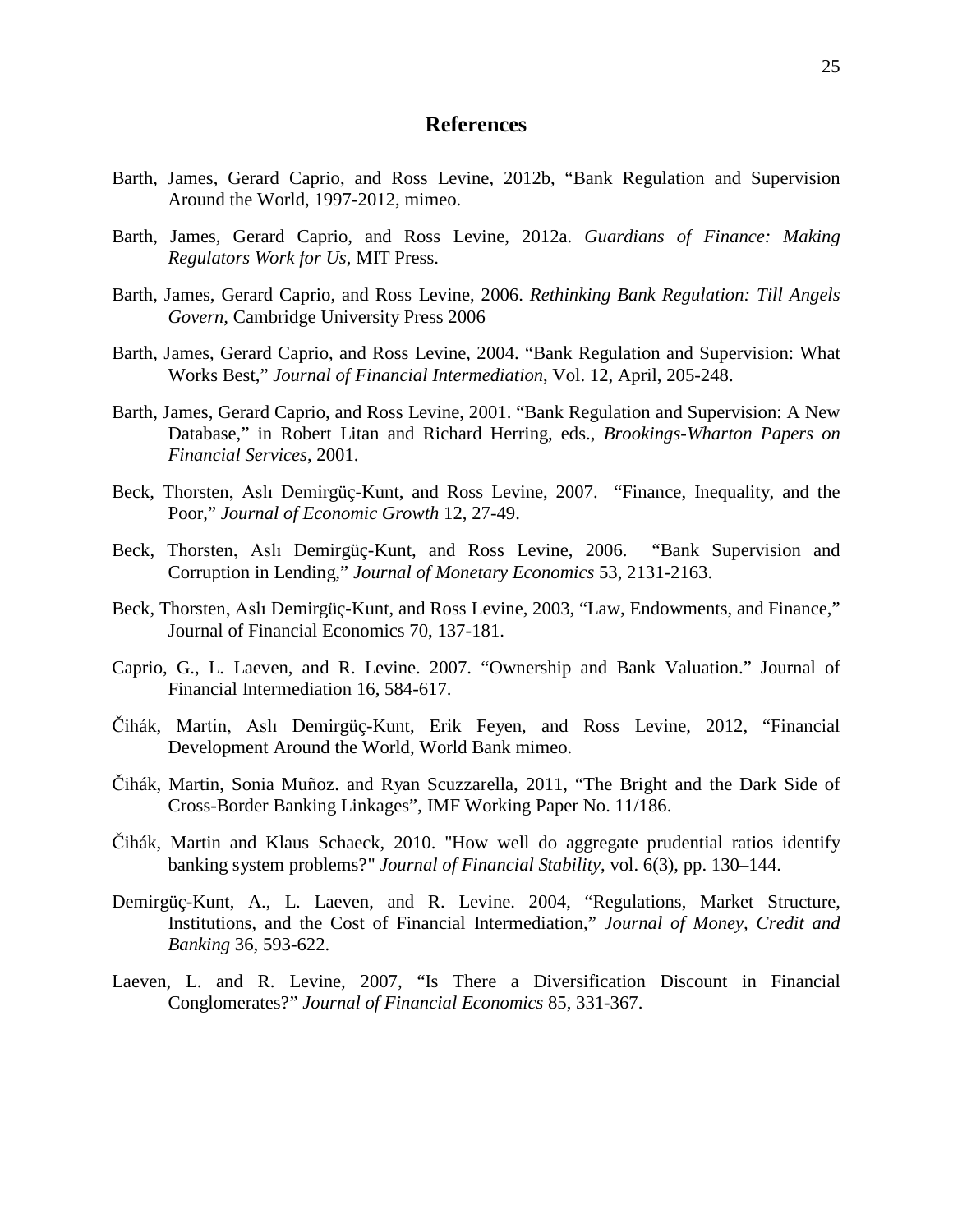# References

Barth, James, Gerard Caprio, and Ross Levine, 2012b, "Bank Regulation and Supervision Around the World, 1997-2012, mimeo.

Barth, James, Gerard Caprio, and Ross Levine, 2012a. *Guardians of Finance: Making Regulators Work for Us*, MIT Press.

Barth, James, Gerard Caprio, and Ross Levine, 2006. *Rethinking Bank Regulation: Till Angels Govern*, Cambridge University Press 2006

Barth, James, Gerard Caprio, and Ross Levine, 2004. "Bank Regulation and Supervision: What Works Best," *Journal of Financial Intermediation*, Vol. 12, April, 205-248.

Barth, James, Gerard Caprio, and Ross Levine, 2001. "Bank Regulation and Supervision: A New Database," in Robert Litan and Richard Herring, eds., *Brookings-Wharton Papers on Financial Services*, 2001.

Beck, Thorsten, Aslı Demirgüç-Kunt, and Ross Levine, 2007. "Finance, Inequality, and the Poor," *Journal of Economic Growth* 12, 27-49.

Beck, Thorsten, Aslı Demirgüç-Kunt, and Ross Levine, 2006. "Bank Supervision and Corruption in Lending," *Journal of Monetary Economics* 53, 2131-2163.

Beck, Thorsten, Aslı Demirgüç-Kunt, and Ross Levine, 2003, "Law, Endowments, and Finance," Journal of Financial Economics 70, 137-181.

Caprio, G., L. Laeven, and R. Levine. 2007. "Ownership and Bank Valuation." Journal of Financial Intermediation 16, 584-617.

Čihák, Martin, Aslı Demirgüç-Kunt, Erik Feyen, and Ross Levine, 2012, "Financial Development Around the World, World Bank mimeo.

Čihák, Martin, Sonia Muñoz. and Ryan Scuzzarella, 2011, "The Bright and the Dark Side of Cross-Border Banking Linkages", IMF Working Paper No. 11/186.

Čihák, Martin and Klaus Schaeck, 2010. "How well do aggregate prudential ratios identify banking system problems?" *Journal of Financial Stability*, vol. 6(3), pp. 130–144.

Demirgüç-Kunt, A., L. Laeven, and R. Levine. 2004, "Regulations, Market Structure, Institutions, and the Cost of Financial Intermediation," *Journal of Money, Credit and Banking* 36, 593-622.

Laeven, L. and R. Levine, 2007, "Is There a Diversification Discount in Financial Conglomerates?" *Journal of Financial Economics* 85, 331-367.